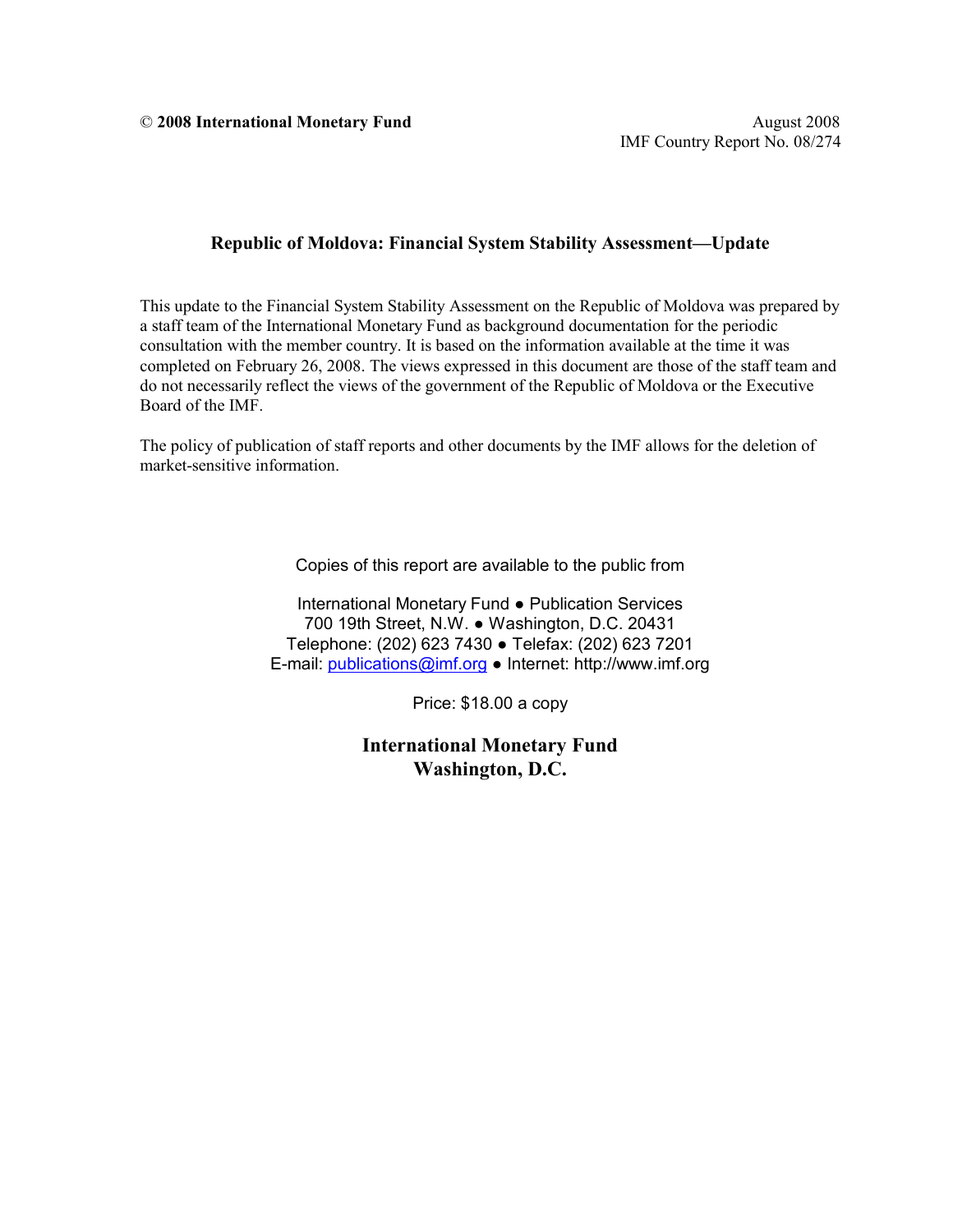**© 2008 International Monetary Fund** August 2008
IMF Country Report No. 08/274

# Republic of Moldova: Financial System Stability Assessment—Update

This update to the Financial System Stability Assessment on the Republic of Moldova was prepared by a staff team of the International Monetary Fund as background documentation for the periodic consultation with the member country. It is based on the information available at the time it was completed on February 26, 2008. The views expressed in this document are those of the staff team and do not necessarily reflect the views of the government of the Republic of Moldova or the Executive Board of the IMF.

The policy of publication of staff reports and other documents by the IMF allows for the deletion of market-sensitive information.

Copies of this report are available to the public from

International Monetary Fund ● Publication Services
700 19th Street, N.W. ● Washington, D.C. 20431
Telephone: (202) 623 7430 ● Telefax: (202) 623 7201
E-mail: publications@imf.org ● Internet: http://www.imf.org

Price: $18.00 a copy

**International Monetary Fund**
**Washington, D.C.**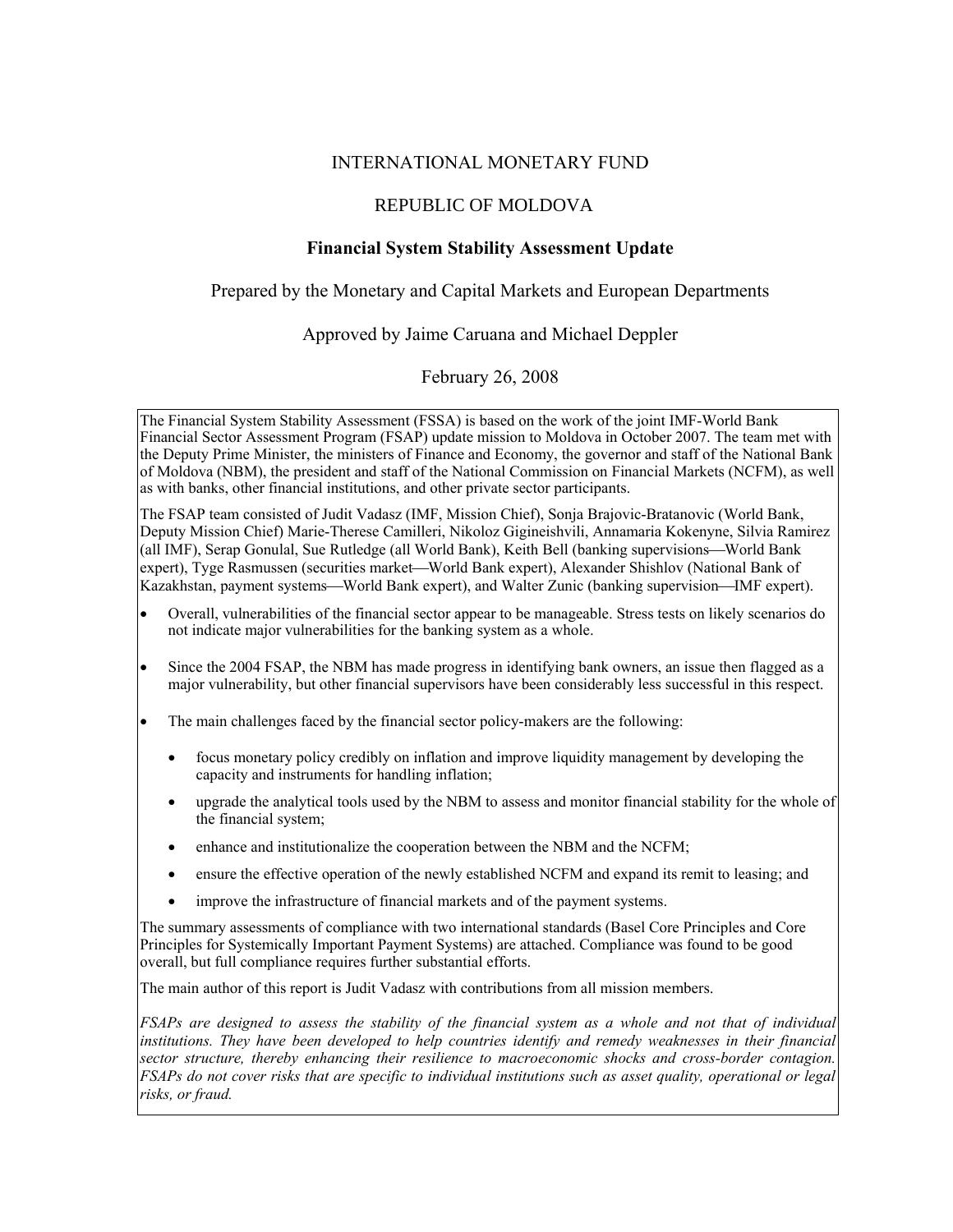INTERNATIONAL MONETARY FUND

REPUBLIC OF MOLDOVA

**Financial System Stability Assessment Update**

Prepared by the Monetary and Capital Markets and European Departments

Approved by Jaime Caruana and Michael Deppler

February 26, 2008

The Financial System Stability Assessment (FSSA) is based on the work of the joint IMF-World Bank Financial Sector Assessment Program (FSAP) update mission to Moldova in October 2007. The team met with the Deputy Prime Minister, the ministers of Finance and Economy, the governor and staff of the National Bank of Moldova (NBM), the president and staff of the National Commission on Financial Markets (NCFM), as well as with banks, other financial institutions, and other private sector participants.

The FSAP team consisted of Judit Vadasz (IMF, Mission Chief), Sonja Brajovic-Bratanovic (World Bank, Deputy Mission Chief) Marie-Therese Camilleri, Nikoloz Gigineishvili, Annamaria Kokenyne, Silvia Ramirez (all IMF), Serap Gonulal, Sue Rutledge (all World Bank), Keith Bell (banking supervisions—World Bank expert), Tyge Rasmussen (securities market—World Bank expert), Alexander Shishlov (National Bank of Kazakhstan, payment systems—World Bank expert), and Walter Zunic (banking supervision—IMF expert).

- Overall, vulnerabilities of the financial sector appear to be manageable. Stress tests on likely scenarios do not indicate major vulnerabilities for the banking system as a whole.
- Since the 2004 FSAP, the NBM has made progress in identifying bank owners, an issue then flagged as a major vulnerability, but other financial supervisors have been considerably less successful in this respect.
- The main challenges faced by the financial sector policy-makers are the following:
  - focus monetary policy credibly on inflation and improve liquidity management by developing the capacity and instruments for handling inflation;
  - upgrade the analytical tools used by the NBM to assess and monitor financial stability for the whole of the financial system;
  - enhance and institutionalize the cooperation between the NBM and the NCFM;
  - ensure the effective operation of the newly established NCFM and expand its remit to leasing; and
  - improve the infrastructure of financial markets and of the payment systems.

The summary assessments of compliance with two international standards (Basel Core Principles and Core Principles for Systemically Important Payment Systems) are attached. Compliance was found to be good overall, but full compliance requires further substantial efforts.

The main author of this report is Judit Vadasz with contributions from all mission members.

*FSAPs are designed to assess the stability of the financial system as a whole and not that of individual institutions. They have been developed to help countries identify and remedy weaknesses in their financial sector structure, thereby enhancing their resilience to macroeconomic shocks and cross-border contagion. FSAPs do not cover risks that are specific to individual institutions such as asset quality, operational or legal risks, or fraud.*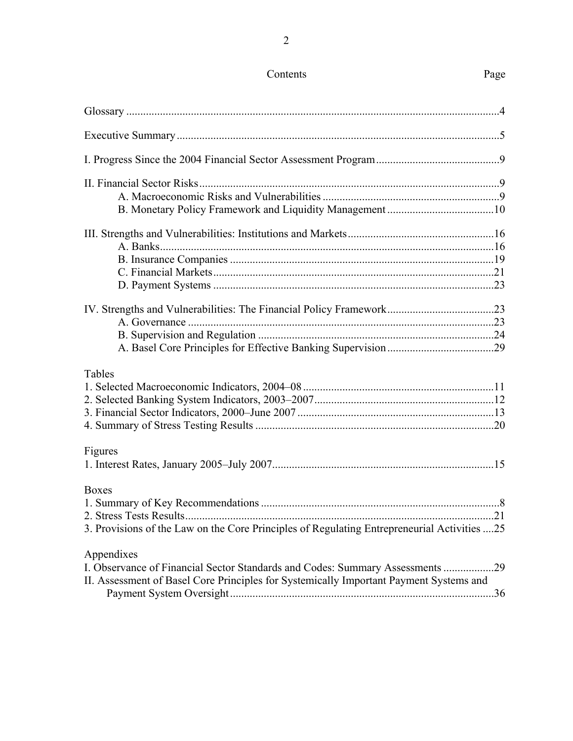# Contents

| | Page |
|---|---|
| Glossary | 4 |
| Executive Summary | 5 |
| I. Progress Since the 2004 Financial Sector Assessment Program | 9 |
| II. Financial Sector Risks | 9 |
| A. Macroeconomic Risks and Vulnerabilities | 9 |
| B. Monetary Policy Framework and Liquidity Management | 10 |
| III. Strengths and Vulnerabilities: Institutions and Markets | 16 |
| A. Banks | 16 |
| B. Insurance Companies | 19 |
| C. Financial Markets | 21 |
| D. Payment Systems | 23 |
| IV. Strengths and Vulnerabilities: The Financial Policy Framework | 23 |
| A. Governance | 23 |
| B. Supervision and Regulation | 24 |
| A. Basel Core Principles for Effective Banking Supervision | 29 |
| **Tables** | |
| 1. Selected Macroeconomic Indicators, 2004–08 | 11 |
| 2. Selected Banking System Indicators, 2003–2007 | 12 |
| 3. Financial Sector Indicators, 2000–June 2007 | 13 |
| 4. Summary of Stress Testing Results | 20 |
| **Figures** | |
| 1. Interest Rates, January 2005–July 2007 | 15 |
| **Boxes** | |
| 1. Summary of Key Recommendations | 8 |
| 2. Stress Tests Results | 21 |
| 3. Provisions of the Law on the Core Principles of Regulating Entrepreneurial Activities | 25 |
| **Appendixes** | |
| I. Observance of Financial Sector Standards and Codes: Summary Assessments | 29 |
| II. Assessment of Basel Core Principles for Systemically Important Payment Systems and Payment System Oversight | 36 |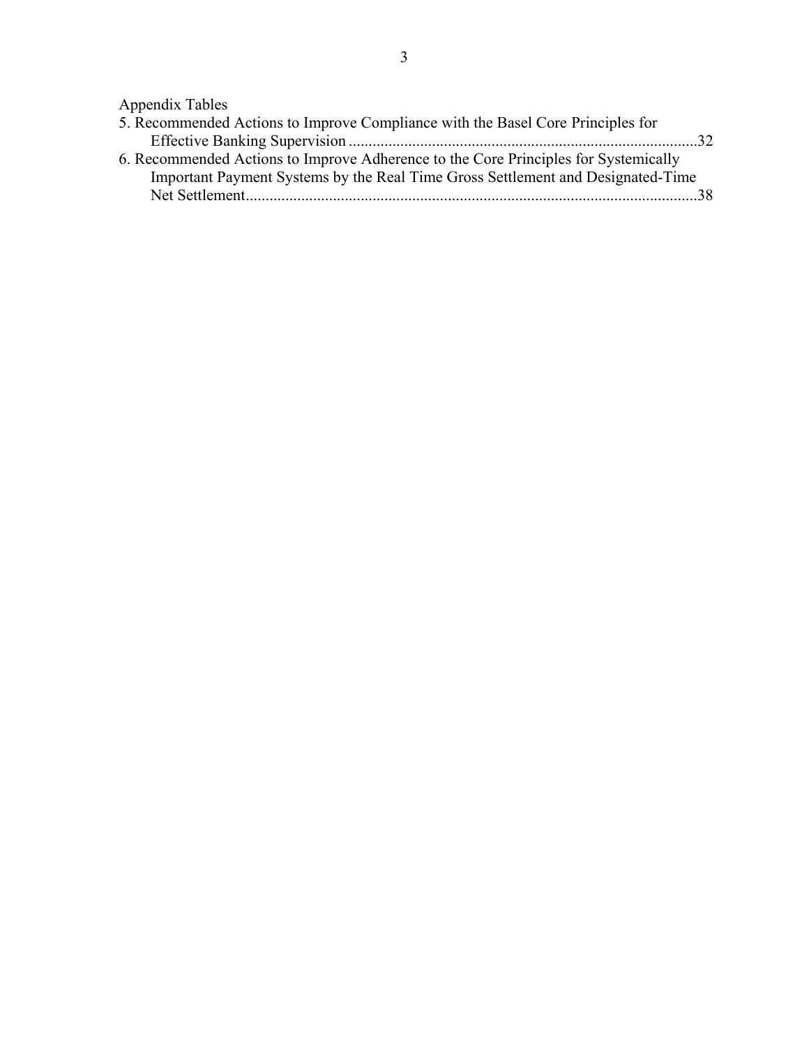Appendix Tables

5. Recommended Actions to Improve Compliance with the Basel Core Principles for Effective Banking Supervision ........................................................................................32
6. Recommended Actions to Improve Adherence to the Core Principles for Systemically Important Payment Systems by the Real Time Gross Settlement and Designated-Time Net Settlement..................................................................................................................38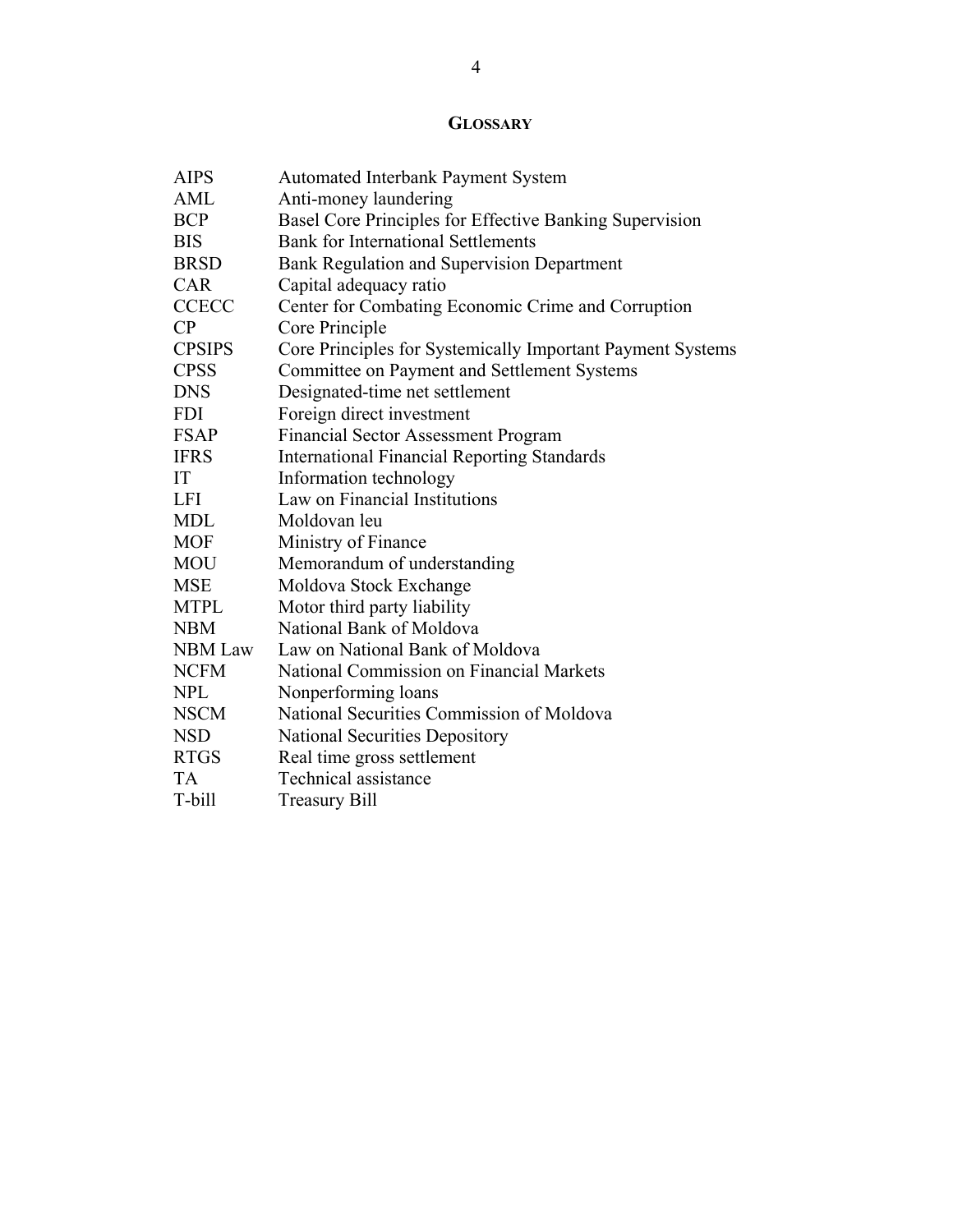## GLOSSARY

| | |
|---|---|
| AIPS | Automated Interbank Payment System |
| AML | Anti-money laundering |
| BCP | Basel Core Principles for Effective Banking Supervision |
| BIS | Bank for International Settlements |
| BRSD | Bank Regulation and Supervision Department |
| CAR | Capital adequacy ratio |
| CCECC | Center for Combating Economic Crime and Corruption |
| CP | Core Principle |
| CPSIPS | Core Principles for Systemically Important Payment Systems |
| CPSS | Committee on Payment and Settlement Systems |
| DNS | Designated-time net settlement |
| FDI | Foreign direct investment |
| FSAP | Financial Sector Assessment Program |
| IFRS | International Financial Reporting Standards |
| IT | Information technology |
| LFI | Law on Financial Institutions |
| MDL | Moldovan leu |
| MOF | Ministry of Finance |
| MOU | Memorandum of understanding |
| MSE | Moldova Stock Exchange |
| MTPL | Motor third party liability |
| NBM | National Bank of Moldova |
| NBM Law | Law on National Bank of Moldova |
| NCFM | National Commission on Financial Markets |
| NPL | Nonperforming loans |
| NSCM | National Securities Commission of Moldova |
| NSD | National Securities Depository |
| RTGS | Real time gross settlement |
| TA | Technical assistance |
| T-bill | Treasury Bill |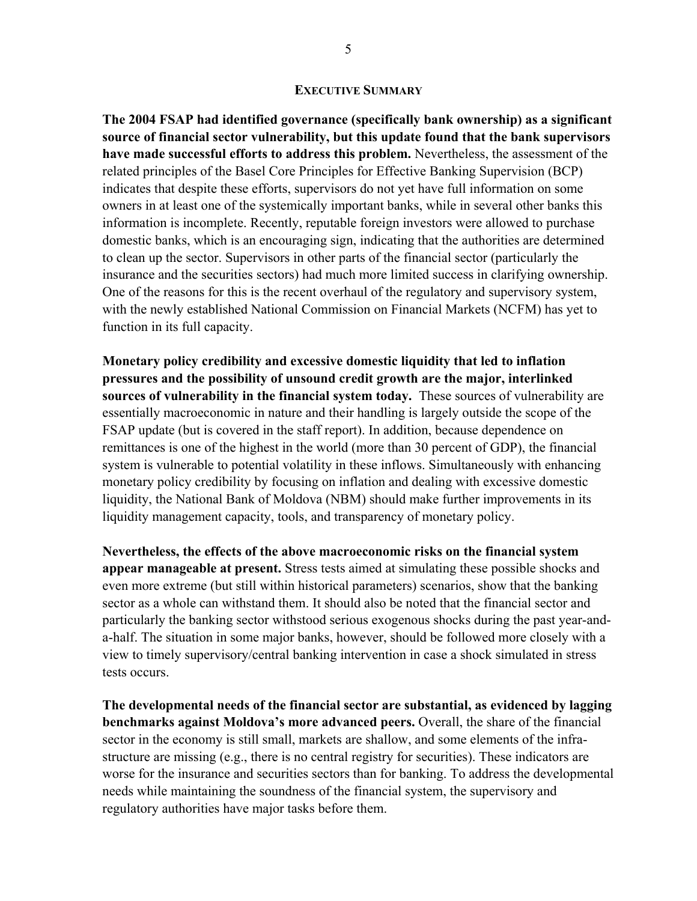## EXECUTIVE SUMMARY

**The 2004 FSAP had identified governance (specifically bank ownership) as a significant source of financial sector vulnerability, but this update found that the bank supervisors have made successful efforts to address this problem.** Nevertheless, the assessment of the related principles of the Basel Core Principles for Effective Banking Supervision (BCP) indicates that despite these efforts, supervisors do not yet have full information on some owners in at least one of the systemically important banks, while in several other banks this information is incomplete. Recently, reputable foreign investors were allowed to purchase domestic banks, which is an encouraging sign, indicating that the authorities are determined to clean up the sector. Supervisors in other parts of the financial sector (particularly the insurance and the securities sectors) had much more limited success in clarifying ownership. One of the reasons for this is the recent overhaul of the regulatory and supervisory system, with the newly established National Commission on Financial Markets (NCFM) has yet to function in its full capacity.

**Monetary policy credibility and excessive domestic liquidity that led to inflation pressures and the possibility of unsound credit growth are the major, interlinked sources of vulnerability in the financial system today.** These sources of vulnerability are essentially macroeconomic in nature and their handling is largely outside the scope of the FSAP update (but is covered in the staff report). In addition, because dependence on remittances is one of the highest in the world (more than 30 percent of GDP), the financial system is vulnerable to potential volatility in these inflows. Simultaneously with enhancing monetary policy credibility by focusing on inflation and dealing with excessive domestic liquidity, the National Bank of Moldova (NBM) should make further improvements in its liquidity management capacity, tools, and transparency of monetary policy.

**Nevertheless, the effects of the above macroeconomic risks on the financial system appear manageable at present.** Stress tests aimed at simulating these possible shocks and even more extreme (but still within historical parameters) scenarios, show that the banking sector as a whole can withstand them. It should also be noted that the financial sector and particularly the banking sector withstood serious exogenous shocks during the past year-and-a-half. The situation in some major banks, however, should be followed more closely with a view to timely supervisory/central banking intervention in case a shock simulated in stress tests occurs.

**The developmental needs of the financial sector are substantial, as evidenced by lagging benchmarks against Moldova's more advanced peers.** Overall, the share of the financial sector in the economy is still small, markets are shallow, and some elements of the infrastructure are missing (e.g., there is no central registry for securities). These indicators are worse for the insurance and securities sectors than for banking. To address the developmental needs while maintaining the soundness of the financial system, the supervisory and regulatory authorities have major tasks before them.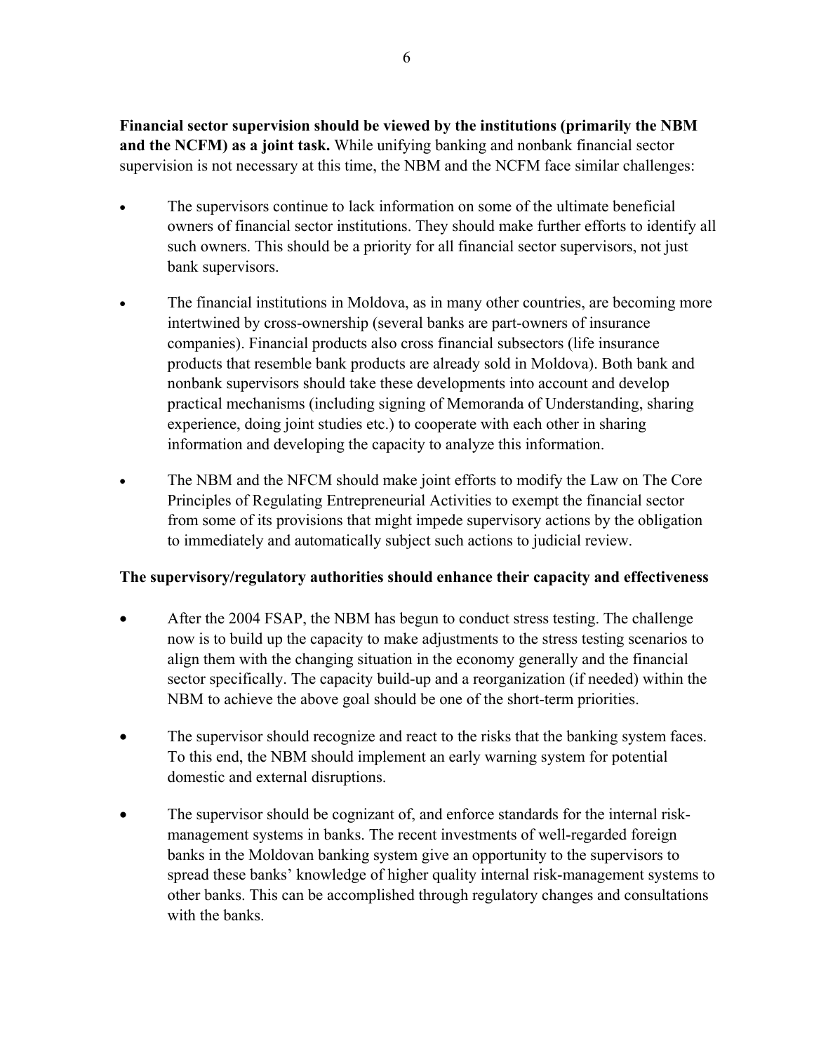**Financial sector supervision should be viewed by the institutions (primarily the NBM and the NCFM) as a joint task.** While unifying banking and nonbank financial sector supervision is not necessary at this time, the NBM and the NCFM face similar challenges:

- The supervisors continue to lack information on some of the ultimate beneficial owners of financial sector institutions. They should make further efforts to identify all such owners. This should be a priority for all financial sector supervisors, not just bank supervisors.
- The financial institutions in Moldova, as in many other countries, are becoming more intertwined by cross-ownership (several banks are part-owners of insurance companies). Financial products also cross financial subsectors (life insurance products that resemble bank products are already sold in Moldova). Both bank and nonbank supervisors should take these developments into account and develop practical mechanisms (including signing of Memoranda of Understanding, sharing experience, doing joint studies etc.) to cooperate with each other in sharing information and developing the capacity to analyze this information.
- The NBM and the NFCM should make joint efforts to modify the Law on The Core Principles of Regulating Entrepreneurial Activities to exempt the financial sector from some of its provisions that might impede supervisory actions by the obligation to immediately and automatically subject such actions to judicial review.

**The supervisory/regulatory authorities should enhance their capacity and effectiveness**

- After the 2004 FSAP, the NBM has begun to conduct stress testing. The challenge now is to build up the capacity to make adjustments to the stress testing scenarios to align them with the changing situation in the economy generally and the financial sector specifically. The capacity build-up and a reorganization (if needed) within the NBM to achieve the above goal should be one of the short-term priorities.
- The supervisor should recognize and react to the risks that the banking system faces. To this end, the NBM should implement an early warning system for potential domestic and external disruptions.
- The supervisor should be cognizant of, and enforce standards for the internal risk-management systems in banks. The recent investments of well-regarded foreign banks in the Moldovan banking system give an opportunity to the supervisors to spread these banks' knowledge of higher quality internal risk-management systems to other banks. This can be accomplished through regulatory changes and consultations with the banks.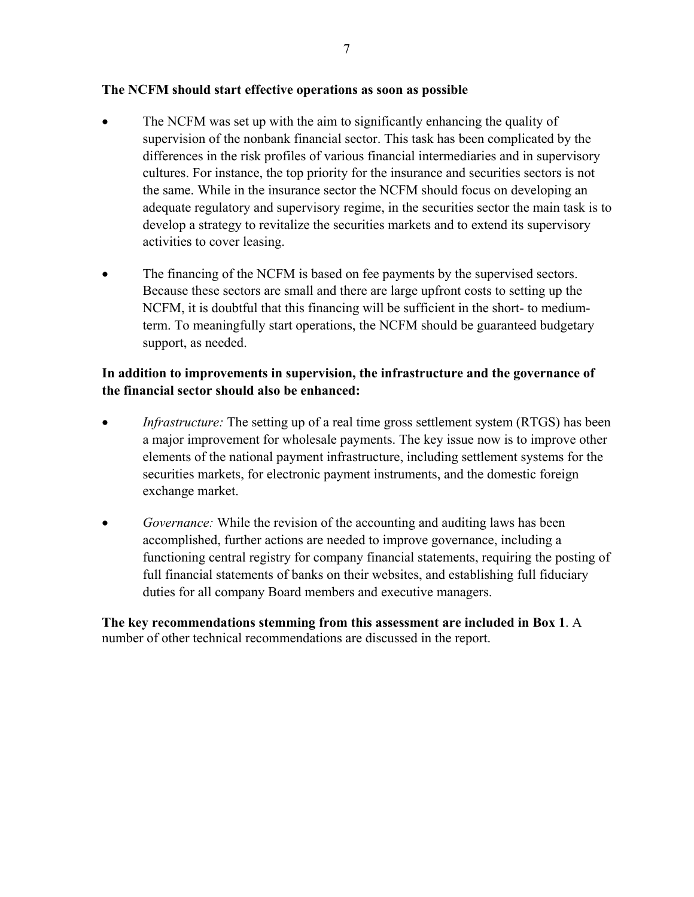**The NCFM should start effective operations as soon as possible**

- The NCFM was set up with the aim to significantly enhancing the quality of supervision of the nonbank financial sector. This task has been complicated by the differences in the risk profiles of various financial intermediaries and in supervisory cultures. For instance, the top priority for the insurance and securities sectors is not the same. While in the insurance sector the NCFM should focus on developing an adequate regulatory and supervisory regime, in the securities sector the main task is to develop a strategy to revitalize the securities markets and to extend its supervisory activities to cover leasing.

- The financing of the NCFM is based on fee payments by the supervised sectors. Because these sectors are small and there are large upfront costs to setting up the NCFM, it is doubtful that this financing will be sufficient in the short- to medium-term. To meaningfully start operations, the NCFM should be guaranteed budgetary support, as needed.

**In addition to improvements in supervision, the infrastructure and the governance of the financial sector should also be enhanced:**

- *Infrastructure:* The setting up of a real time gross settlement system (RTGS) has been a major improvement for wholesale payments. The key issue now is to improve other elements of the national payment infrastructure, including settlement systems for the securities markets, for electronic payment instruments, and the domestic foreign exchange market.

- *Governance:* While the revision of the accounting and auditing laws has been accomplished, further actions are needed to improve governance, including a functioning central registry for company financial statements, requiring the posting of full financial statements of banks on their websites, and establishing full fiduciary duties for all company Board members and executive managers.

**The key recommendations stemming from this assessment are included in Box 1**. A number of other technical recommendations are discussed in the report.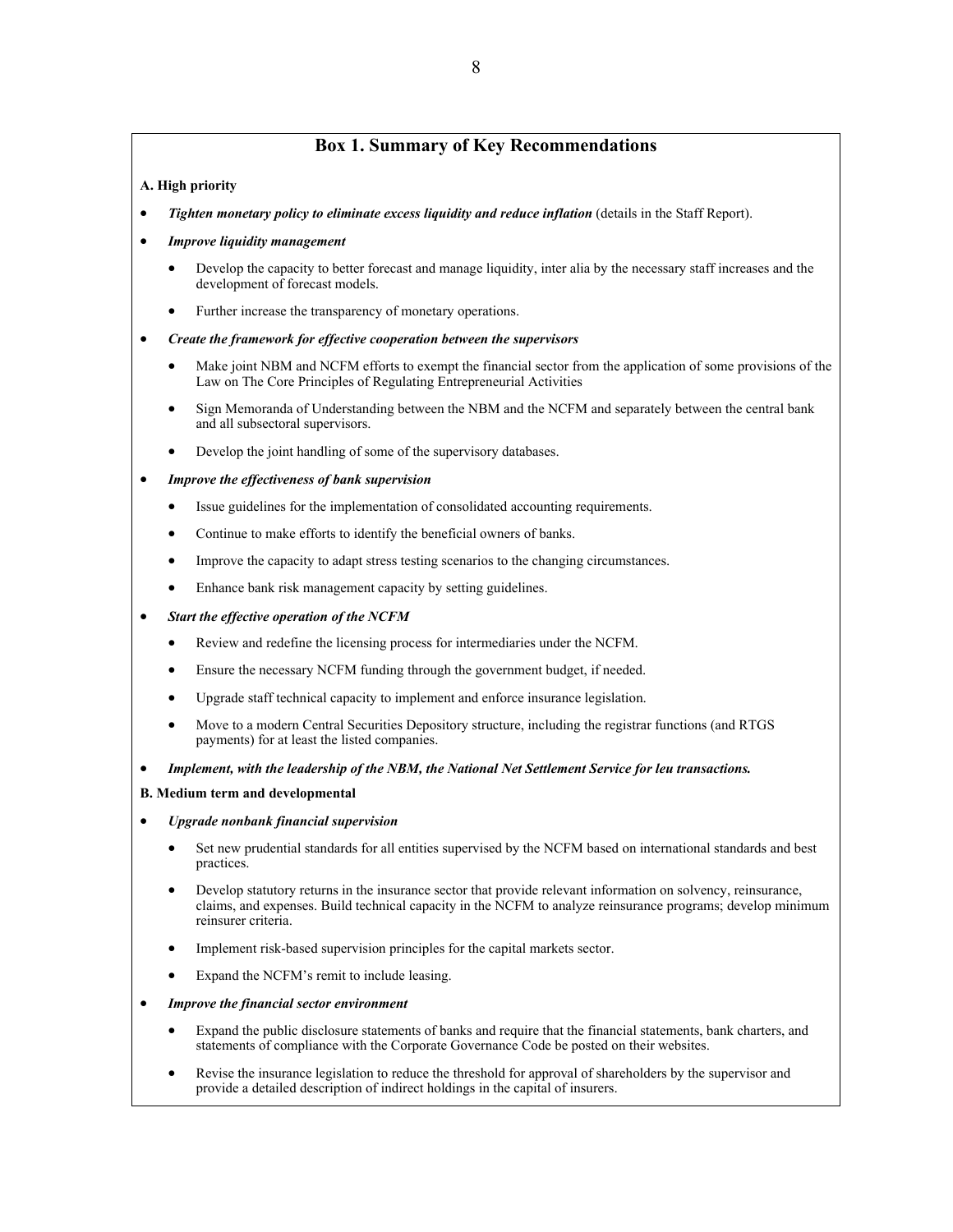## Box 1. Summary of Key Recommendations

**A. High priority**

- ***Tighten monetary policy to eliminate excess liquidity and reduce inflation*** (details in the Staff Report).
- ***Improve liquidity management***
  - Develop the capacity to better forecast and manage liquidity, inter alia by the necessary staff increases and the development of forecast models.
  - Further increase the transparency of monetary operations.
- ***Create the framework for effective cooperation between the supervisors***
  - Make joint NBM and NCFM efforts to exempt the financial sector from the application of some provisions of the Law on The Core Principles of Regulating Entrepreneurial Activities
  - Sign Memoranda of Understanding between the NBM and the NCFM and separately between the central bank and all subsectoral supervisors.
  - Develop the joint handling of some of the supervisory databases.
- ***Improve the effectiveness of bank supervision***
  - Issue guidelines for the implementation of consolidated accounting requirements.
  - Continue to make efforts to identify the beneficial owners of banks.
  - Improve the capacity to adapt stress testing scenarios to the changing circumstances.
  - Enhance bank risk management capacity by setting guidelines.
- ***Start the effective operation of the NCFM***
  - Review and redefine the licensing process for intermediaries under the NCFM.
  - Ensure the necessary NCFM funding through the government budget, if needed.
  - Upgrade staff technical capacity to implement and enforce insurance legislation.
  - Move to a modern Central Securities Depository structure, including the registrar functions (and RTGS payments) for at least the listed companies.
- ***Implement, with the leadership of the NBM, the National Net Settlement Service for leu transactions.***

**B. Medium term and developmental**

- ***Upgrade nonbank financial supervision***
  - Set new prudential standards for all entities supervised by the NCFM based on international standards and best practices.
  - Develop statutory returns in the insurance sector that provide relevant information on solvency, reinsurance, claims, and expenses. Build technical capacity in the NCFM to analyze reinsurance programs; develop minimum reinsurer criteria.
  - Implement risk-based supervision principles for the capital markets sector.
  - Expand the NCFM's remit to include leasing.
- ***Improve the financial sector environment***
  - Expand the public disclosure statements of banks and require that the financial statements, bank charters, and statements of compliance with the Corporate Governance Code be posted on their websites.
  - Revise the insurance legislation to reduce the threshold for approval of shareholders by the supervisor and provide a detailed description of indirect holdings in the capital of insurers.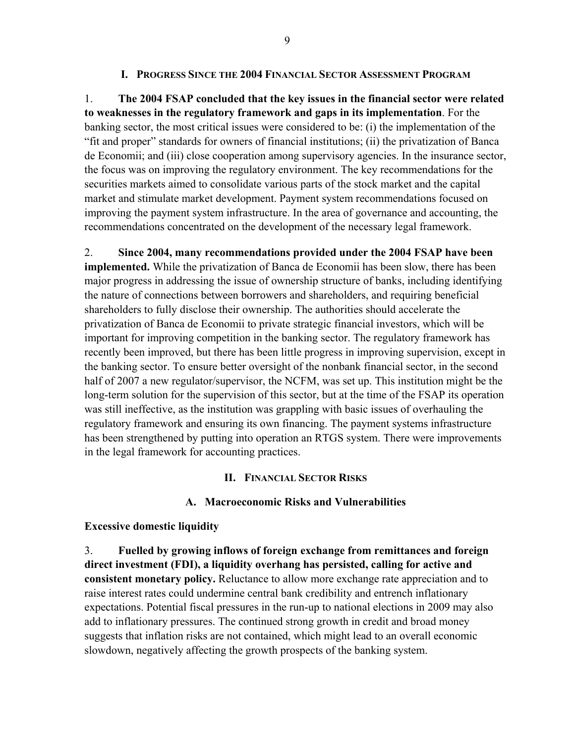# I. Progress Since the 2004 Financial Sector Assessment Program

1. **The 2004 FSAP concluded that the key issues in the financial sector were related to weaknesses in the regulatory framework and gaps in its implementation**. For the banking sector, the most critical issues were considered to be: (i) the implementation of the "fit and proper" standards for owners of financial institutions; (ii) the privatization of Banca de Economii; and (iii) close cooperation among supervisory agencies. In the insurance sector, the focus was on improving the regulatory environment. The key recommendations for the securities markets aimed to consolidate various parts of the stock market and the capital market and stimulate market development. Payment system recommendations focused on improving the payment system infrastructure. In the area of governance and accounting, the recommendations concentrated on the development of the necessary legal framework.

2. **Since 2004, many recommendations provided under the 2004 FSAP have been implemented.** While the privatization of Banca de Economii has been slow, there has been major progress in addressing the issue of ownership structure of banks, including identifying the nature of connections between borrowers and shareholders, and requiring beneficial shareholders to fully disclose their ownership. The authorities should accelerate the privatization of Banca de Economii to private strategic financial investors, which will be important for improving competition in the banking sector. The regulatory framework has recently been improved, but there has been little progress in improving supervision, except in the banking sector. To ensure better oversight of the nonbank financial sector, in the second half of 2007 a new regulator/supervisor, the NCFM, was set up. This institution might be the long-term solution for the supervision of this sector, but at the time of the FSAP its operation was still ineffective, as the institution was grappling with basic issues of overhauling the regulatory framework and ensuring its own financing. The payment systems infrastructure has been strengthened by putting into operation an RTGS system. There were improvements in the legal framework for accounting practices.

# II. Financial Sector Risks

## A. Macroeconomic Risks and Vulnerabilities

**Excessive domestic liquidity**

3. **Fuelled by growing inflows of foreign exchange from remittances and foreign direct investment (FDI), a liquidity overhang has persisted, calling for active and consistent monetary policy.** Reluctance to allow more exchange rate appreciation and to raise interest rates could undermine central bank credibility and entrench inflationary expectations. Potential fiscal pressures in the run-up to national elections in 2009 may also add to inflationary pressures. The continued strong growth in credit and broad money suggests that inflation risks are not contained, which might lead to an overall economic slowdown, negatively affecting the growth prospects of the banking system.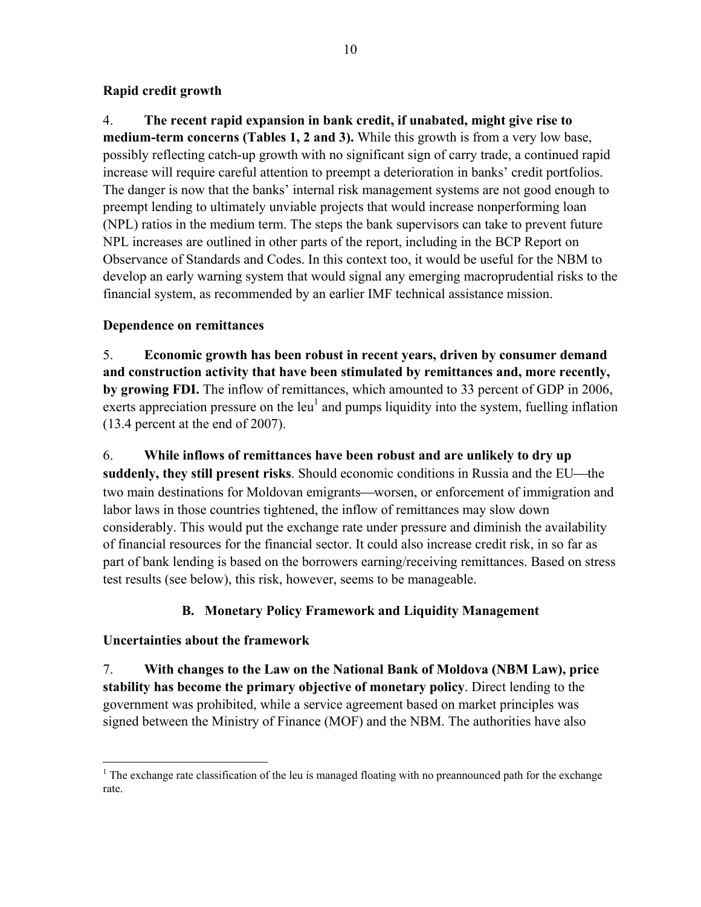### Rapid credit growth

4. **The recent rapid expansion in bank credit, if unabated, might give rise to medium-term concerns (Tables 1, 2 and 3).** While this growth is from a very low base, possibly reflecting catch-up growth with no significant sign of carry trade, a continued rapid increase will require careful attention to preempt a deterioration in banks' credit portfolios. The danger is now that the banks' internal risk management systems are not good enough to preempt lending to ultimately unviable projects that would increase nonperforming loan (NPL) ratios in the medium term. The steps the bank supervisors can take to prevent future NPL increases are outlined in other parts of the report, including in the BCP Report on Observance of Standards and Codes. In this context too, it would be useful for the NBM to develop an early warning system that would signal any emerging macroprudential risks to the financial system, as recommended by an earlier IMF technical assistance mission.

### Dependence on remittances

5. **Economic growth has been robust in recent years, driven by consumer demand and construction activity that have been stimulated by remittances and, more recently, by growing FDI.** The inflow of remittances, which amounted to 33 percent of GDP in 2006, exerts appreciation pressure on the leu[1] and pumps liquidity into the system, fuelling inflation (13.4 percent at the end of 2007).

6. **While inflows of remittances have been robust and are unlikely to dry up suddenly, they still present risks**. Should economic conditions in Russia and the EU—the two main destinations for Moldovan emigrants—worsen, or enforcement of immigration and labor laws in those countries tightened, the inflow of remittances may slow down considerably. This would put the exchange rate under pressure and diminish the availability of financial resources for the financial sector. It could also increase credit risk, in so far as part of bank lending is based on the borrowers earning/receiving remittances. Based on stress test results (see below), this risk, however, seems to be manageable.

## B. Monetary Policy Framework and Liquidity Management

### Uncertainties about the framework

7. **With changes to the Law on the National Bank of Moldova (NBM Law), price stability has become the primary objective of monetary policy**. Direct lending to the government was prohibited, while a service agreement based on market principles was signed between the Ministry of Finance (MOF) and the NBM. The authorities have also

---

[1] The exchange rate classification of the leu is managed floating with no preannounced path for the exchange rate.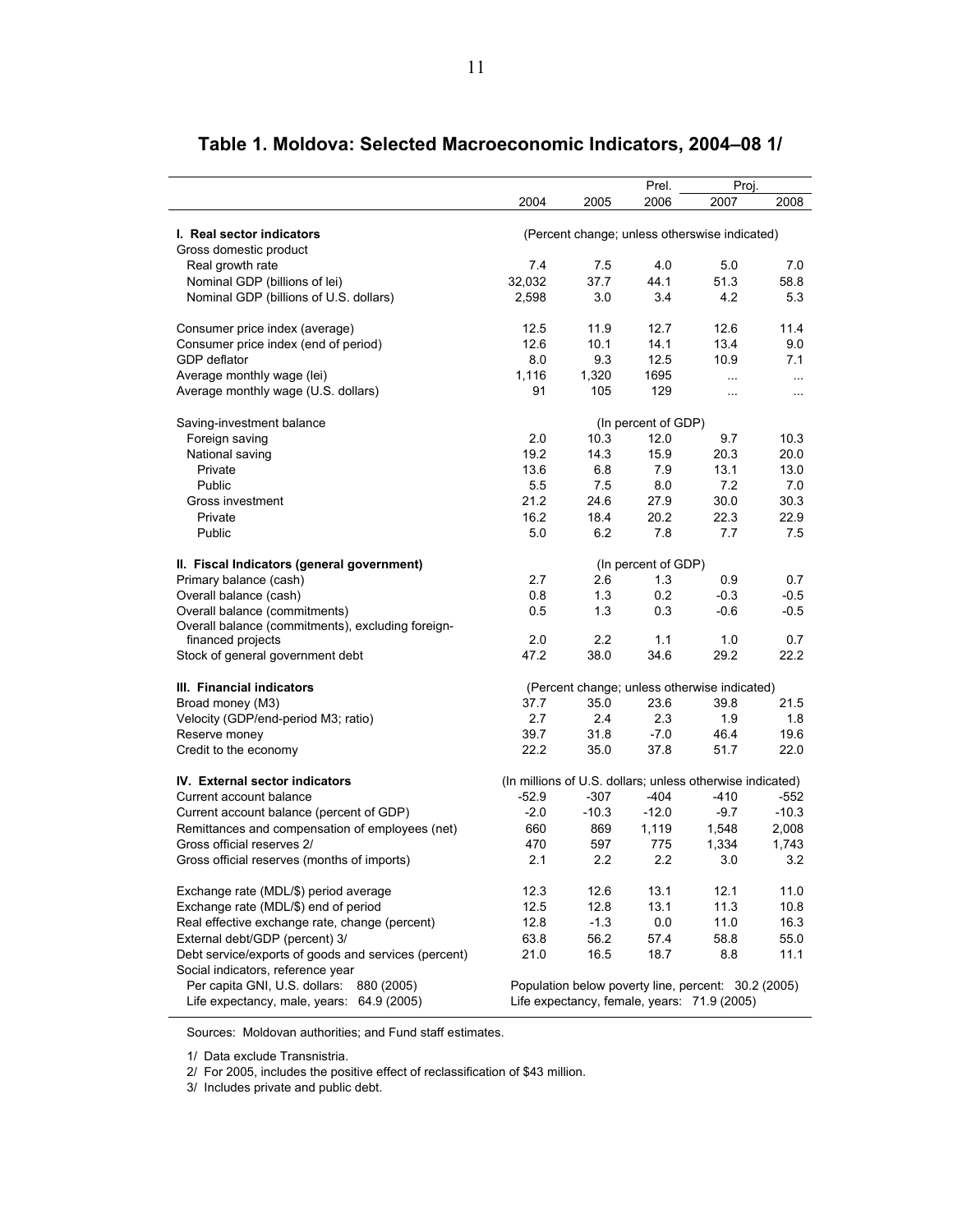## Table 1. Moldova: Selected Macroeconomic Indicators, 2004–08 1/

| | 2004 | 2005 | Prel. 2006 | Proj. 2007 | Proj. 2008 |
|---|---|---|---|---|---|
| **I. Real sector indicators** | (Percent change; unless otherswise indicated) | | | | |
| Gross domestic product | | | | | |
| Real growth rate | 7.4 | 7.5 | 4.0 | 5.0 | 7.0 |
| Nominal GDP (billions of lei) | 32,032 | 37.7 | 44.1 | 51.3 | 58.8 |
| Nominal GDP (billions of U.S. dollars) | 2,598 | 3.0 | 3.4 | 4.2 | 5.3 |
| Consumer price index (average) | 12.5 | 11.9 | 12.7 | 12.6 | 11.4 |
| Consumer price index (end of period) | 12.6 | 10.1 | 14.1 | 13.4 | 9.0 |
| GDP deflator | 8.0 | 9.3 | 12.5 | 10.9 | 7.1 |
| Average monthly wage (lei) | 1,116 | 1,320 | 1695 | ... | ... |
| Average monthly wage (U.S. dollars) | 91 | 105 | 129 | ... | ... |
| Saving-investment balance | (In percent of GDP) | | | | |
| Foreign saving | 2.0 | 10.3 | 12.0 | 9.7 | 10.3 |
| National saving | 19.2 | 14.3 | 15.9 | 20.3 | 20.0 |
| Private | 13.6 | 6.8 | 7.9 | 13.1 | 13.0 |
| Public | 5.5 | 7.5 | 8.0 | 7.2 | 7.0 |
| Gross investment | 21.2 | 24.6 | 27.9 | 30.0 | 30.3 |
| Private | 16.2 | 18.4 | 20.2 | 22.3 | 22.9 |
| Public | 5.0 | 6.2 | 7.8 | 7.7 | 7.5 |
| **II. Fiscal Indicators (general government)** | (In percent of GDP) | | | | |
| Primary balance (cash) | 2.7 | 2.6 | 1.3 | 0.9 | 0.7 |
| Overall balance (cash) | 0.8 | 1.3 | 0.2 | -0.3 | -0.5 |
| Overall balance (commitments) | 0.5 | 1.3 | 0.3 | -0.6 | -0.5 |
| Overall balance (commitments), excluding foreign-financed projects | 2.0 | 2.2 | 1.1 | 1.0 | 0.7 |
| Stock of general government debt | 47.2 | 38.0 | 34.6 | 29.2 | 22.2 |
| **III. Financial indicators** | (Percent change; unless otherwise indicated) | | | | |
| Broad money (M3) | 37.7 | 35.0 | 23.6 | 39.8 | 21.5 |
| Velocity (GDP/end-period M3; ratio) | 2.7 | 2.4 | 2.3 | 1.9 | 1.8 |
| Reserve money | 39.7 | 31.8 | -7.0 | 46.4 | 19.6 |
| Credit to the economy | 22.2 | 35.0 | 37.8 | 51.7 | 22.0 |
| **IV. External sector indicators** | (In millions of U.S. dollars; unless otherwise indicated) | | | | |
| Current account balance | -52.9 | -307 | -404 | -410 | -552 |
| Current account balance (percent of GDP) | -2.0 | -10.3 | -12.0 | -9.7 | -10.3 |
| Remittances and compensation of employees (net) | 660 | 869 | 1,119 | 1,548 | 2,008 |
| Gross official reserves 2/ | 470 | 597 | 775 | 1,334 | 1,743 |
| Gross official reserves (months of imports) | 2.1 | 2.2 | 2.2 | 3.0 | 3.2 |
| Exchange rate (MDL/$) period average | 12.3 | 12.6 | 13.1 | 12.1 | 11.0 |
| Exchange rate (MDL/$) end of period | 12.5 | 12.8 | 13.1 | 11.3 | 10.8 |
| Real effective exchange rate, change (percent) | 12.8 | -1.3 | 0.0 | 11.0 | 16.3 |
| External debt/GDP (percent) 3/ | 63.8 | 56.2 | 57.4 | 58.8 | 55.0 |
| Debt service/exports of goods and services (percent) | 21.0 | 16.5 | 18.7 | 8.8 | 11.1 |
| Social indicators, reference year | | | | | |
| Per capita GNI, U.S. dollars: 880 (2005) | Population below poverty line, percent: 30.2 (2005) | | | | |
| Life expectancy, male, years: 64.9 (2005) | Life expectancy, female, years: 71.9 (2005) | | | | |

Sources: Moldovan authorities; and Fund staff estimates.

1/ Data exclude Transnistria.

2/ For 2005, includes the positive effect of reclassification of $43 million.

3/ Includes private and public debt.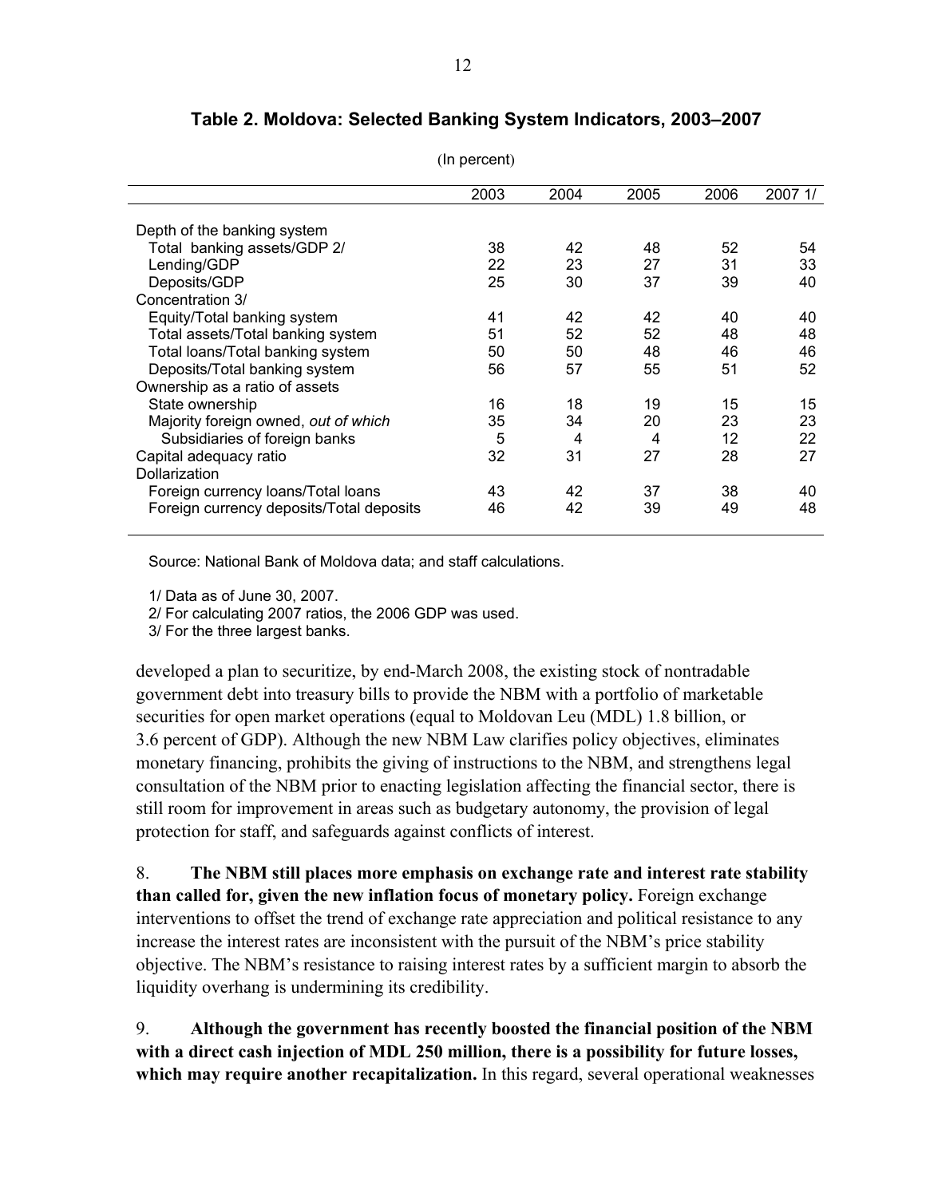**Table 2. Moldova: Selected Banking System Indicators, 2003–2007**

(In percent)

| | 2003 | 2004 | 2005 | 2006 | 2007 1/ |
|---|---|---|---|---|---|
| Depth of the banking system | | | | | |
| Total banking assets/GDP 2/ | 38 | 42 | 48 | 52 | 54 |
| Lending/GDP | 22 | 23 | 27 | 31 | 33 |
| Deposits/GDP | 25 | 30 | 37 | 39 | 40 |
| Concentration 3/ | | | | | |
| Equity/Total banking system | 41 | 42 | 42 | 40 | 40 |
| Total assets/Total banking system | 51 | 52 | 52 | 48 | 48 |
| Total loans/Total banking system | 50 | 50 | 48 | 46 | 46 |
| Deposits/Total banking system | 56 | 57 | 55 | 51 | 52 |
| Ownership as a ratio of assets | | | | | |
| State ownership | 16 | 18 | 19 | 15 | 15 |
| Majority foreign owned, *out of which* | 35 | 34 | 20 | 23 | 23 |
| Subsidiaries of foreign banks | 5 | 4 | 4 | 12 | 22 |
| Capital adequacy ratio | 32 | 31 | 27 | 28 | 27 |
| Dollarization | | | | | |
| Foreign currency loans/Total loans | 43 | 42 | 37 | 38 | 40 |
| Foreign currency deposits/Total deposits | 46 | 42 | 39 | 49 | 48 |

Source: National Bank of Moldova data; and staff calculations.

1/ Data as of June 30, 2007.
2/ For calculating 2007 ratios, the 2006 GDP was used.
3/ For the three largest banks.

developed a plan to securitize, by end-March 2008, the existing stock of nontradable government debt into treasury bills to provide the NBM with a portfolio of marketable securities for open market operations (equal to Moldovan Leu (MDL) 1.8 billion, or 3.6 percent of GDP). Although the new NBM Law clarifies policy objectives, eliminates monetary financing, prohibits the giving of instructions to the NBM, and strengthens legal consultation of the NBM prior to enacting legislation affecting the financial sector, there is still room for improvement in areas such as budgetary autonomy, the provision of legal protection for staff, and safeguards against conflicts of interest.

8. **The NBM still places more emphasis on exchange rate and interest rate stability than called for, given the new inflation focus of monetary policy.** Foreign exchange interventions to offset the trend of exchange rate appreciation and political resistance to any increase the interest rates are inconsistent with the pursuit of the NBM's price stability objective. The NBM's resistance to raising interest rates by a sufficient margin to absorb the liquidity overhang is undermining its credibility.

9. **Although the government has recently boosted the financial position of the NBM with a direct cash injection of MDL 250 million, there is a possibility for future losses, which may require another recapitalization.** In this regard, several operational weaknesses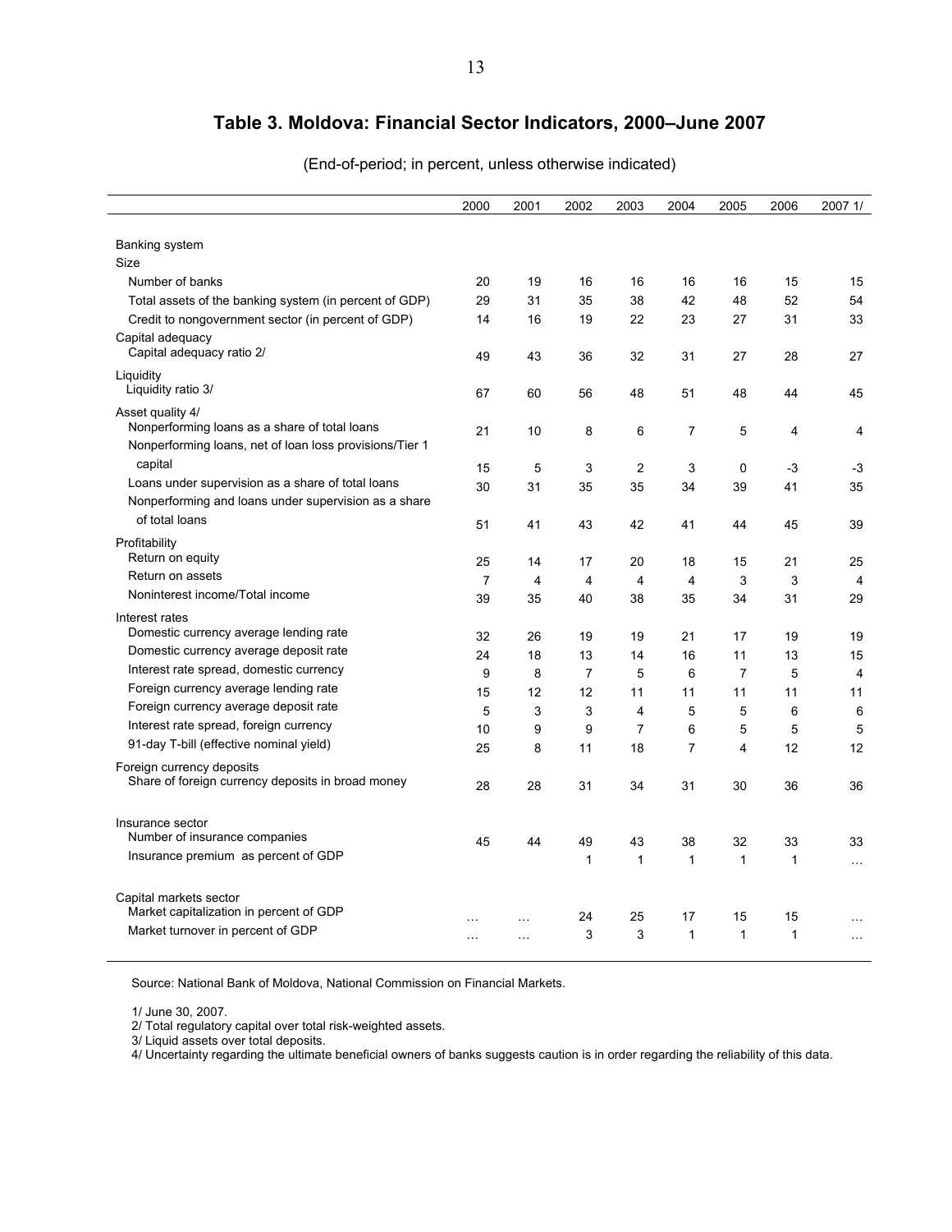# Table 3. Moldova: Financial Sector Indicators, 2000–June 2007

(End-of-period; in percent, unless otherwise indicated)

| | 2000 | 2001 | 2002 | 2003 | 2004 | 2005 | 2006 | 2007 1/ |
|---|---|---|---|---|---|---|---|---|
| Banking system | | | | | | | | |
| Size | | | | | | | | |
| Number of banks | 20 | 19 | 16 | 16 | 16 | 16 | 15 | 15 |
| Total assets of the banking system (in percent of GDP) | 29 | 31 | 35 | 38 | 42 | 48 | 52 | 54 |
| Credit to nongovernment sector (in percent of GDP) | 14 | 16 | 19 | 22 | 23 | 27 | 31 | 33 |
| Capital adequacy | | | | | | | | |
| Capital adequacy ratio 2/ | 49 | 43 | 36 | 32 | 31 | 27 | 28 | 27 |
| Liquidity | | | | | | | | |
| Liquidity ratio 3/ | 67 | 60 | 56 | 48 | 51 | 48 | 44 | 45 |
| Asset quality 4/ | | | | | | | | |
| Nonperforming loans as a share of total loans | 21 | 10 | 8 | 6 | 7 | 5 | 4 | 4 |
| Nonperforming loans, net of loan loss provisions/Tier 1 capital | 15 | 5 | 3 | 2 | 3 | 0 | -3 | -3 |
| Loans under supervision as a share of total loans | 30 | 31 | 35 | 35 | 34 | 39 | 41 | 35 |
| Nonperforming and loans under supervision as a share of total loans | 51 | 41 | 43 | 42 | 41 | 44 | 45 | 39 |
| Profitability | | | | | | | | |
| Return on equity | 25 | 14 | 17 | 20 | 18 | 15 | 21 | 25 |
| Return on assets | 7 | 4 | 4 | 4 | 4 | 3 | 3 | 4 |
| Noninterest income/Total income | 39 | 35 | 40 | 38 | 35 | 34 | 31 | 29 |
| Interest rates | | | | | | | | |
| Domestic currency average lending rate | 32 | 26 | 19 | 19 | 21 | 17 | 19 | 19 |
| Domestic currency average deposit rate | 24 | 18 | 13 | 14 | 16 | 11 | 13 | 15 |
| Interest rate spread, domestic currency | 9 | 8 | 7 | 5 | 6 | 7 | 5 | 4 |
| Foreign currency average lending rate | 15 | 12 | 12 | 11 | 11 | 11 | 11 | 11 |
| Foreign currency average deposit rate | 5 | 3 | 3 | 4 | 5 | 5 | 6 | 6 |
| Interest rate spread, foreign currency | 10 | 9 | 9 | 7 | 6 | 5 | 5 | 5 |
| 91-day T-bill (effective nominal yield) | 25 | 8 | 11 | 18 | 7 | 4 | 12 | 12 |
| Foreign currency deposits | | | | | | | | |
| Share of foreign currency deposits in broad money | 28 | 28 | 31 | 34 | 31 | 30 | 36 | 36 |
| Insurance sector | | | | | | | | |
| Number of insurance companies | 45 | 44 | 49 | 43 | 38 | 32 | 33 | 33 |
| Insurance premium as percent of GDP | | | 1 | 1 | 1 | 1 | 1 | … |
| Capital markets sector | | | | | | | | |
| Market capitalization in percent of GDP | … | … | 24 | 25 | 17 | 15 | 15 | … |
| Market turnover in percent of GDP | … | … | 3 | 3 | 1 | 1 | 1 | … |

Source: National Bank of Moldova, National Commission on Financial Markets.

1/ June 30, 2007.
2/ Total regulatory capital over total risk-weighted assets.
3/ Liquid assets over total deposits.
4/ Uncertainty regarding the ultimate beneficial owners of banks suggests caution is in order regarding the reliability of this data.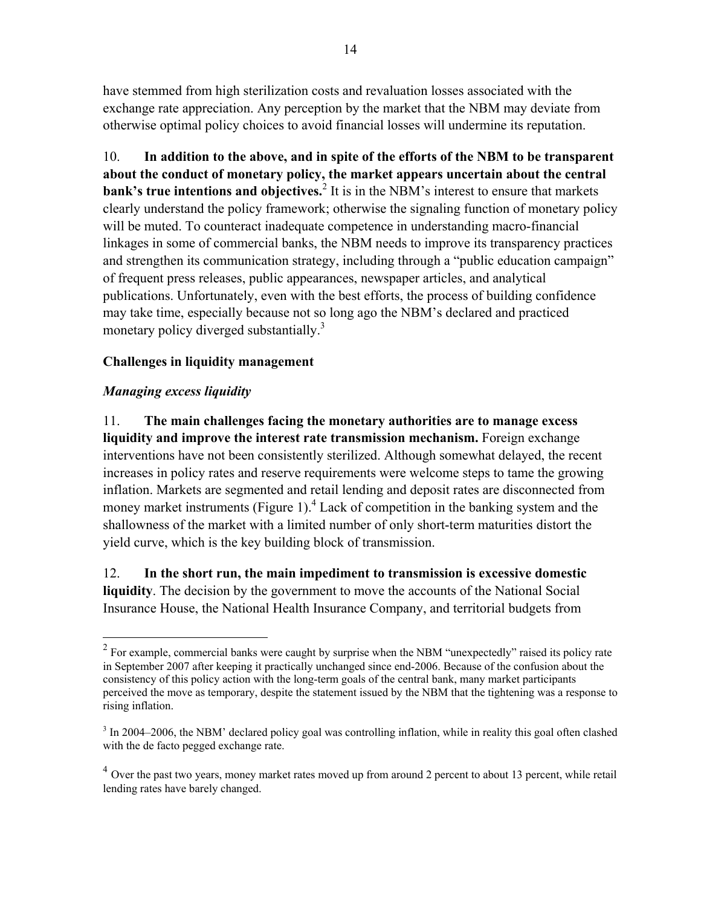have stemmed from high sterilization costs and revaluation losses associated with the exchange rate appreciation. Any perception by the market that the NBM may deviate from otherwise optimal policy choices to avoid financial losses will undermine its reputation.

10. **In addition to the above, and in spite of the efforts of the NBM to be transparent about the conduct of monetary policy, the market appears uncertain about the central bank's true intentions and objectives.**[2] It is in the NBM's interest to ensure that markets clearly understand the policy framework; otherwise the signaling function of monetary policy will be muted. To counteract inadequate competence in understanding macro-financial linkages in some of commercial banks, the NBM needs to improve its transparency practices and strengthen its communication strategy, including through a "public education campaign" of frequent press releases, public appearances, newspaper articles, and analytical publications. Unfortunately, even with the best efforts, the process of building confidence may take time, especially because not so long ago the NBM's declared and practiced monetary policy diverged substantially.[3]

**Challenges in liquidity management**

***Managing excess liquidity***

11. **The main challenges facing the monetary authorities are to manage excess liquidity and improve the interest rate transmission mechanism.** Foreign exchange interventions have not been consistently sterilized. Although somewhat delayed, the recent increases in policy rates and reserve requirements were welcome steps to tame the growing inflation. Markets are segmented and retail lending and deposit rates are disconnected from money market instruments (Figure 1).[4] Lack of competition in the banking system and the shallowness of the market with a limited number of only short-term maturities distort the yield curve, which is the key building block of transmission.

12. **In the short run, the main impediment to transmission is excessive domestic liquidity**. The decision by the government to move the accounts of the National Social Insurance House, the National Health Insurance Company, and territorial budgets from

---

[2] For example, commercial banks were caught by surprise when the NBM "unexpectedly" raised its policy rate in September 2007 after keeping it practically unchanged since end-2006. Because of the confusion about the consistency of this policy action with the long-term goals of the central bank, many market participants perceived the move as temporary, despite the statement issued by the NBM that the tightening was a response to rising inflation.

[3] In 2004–2006, the NBM' declared policy goal was controlling inflation, while in reality this goal often clashed with the de facto pegged exchange rate.

[4] Over the past two years, money market rates moved up from around 2 percent to about 13 percent, while retail lending rates have barely changed.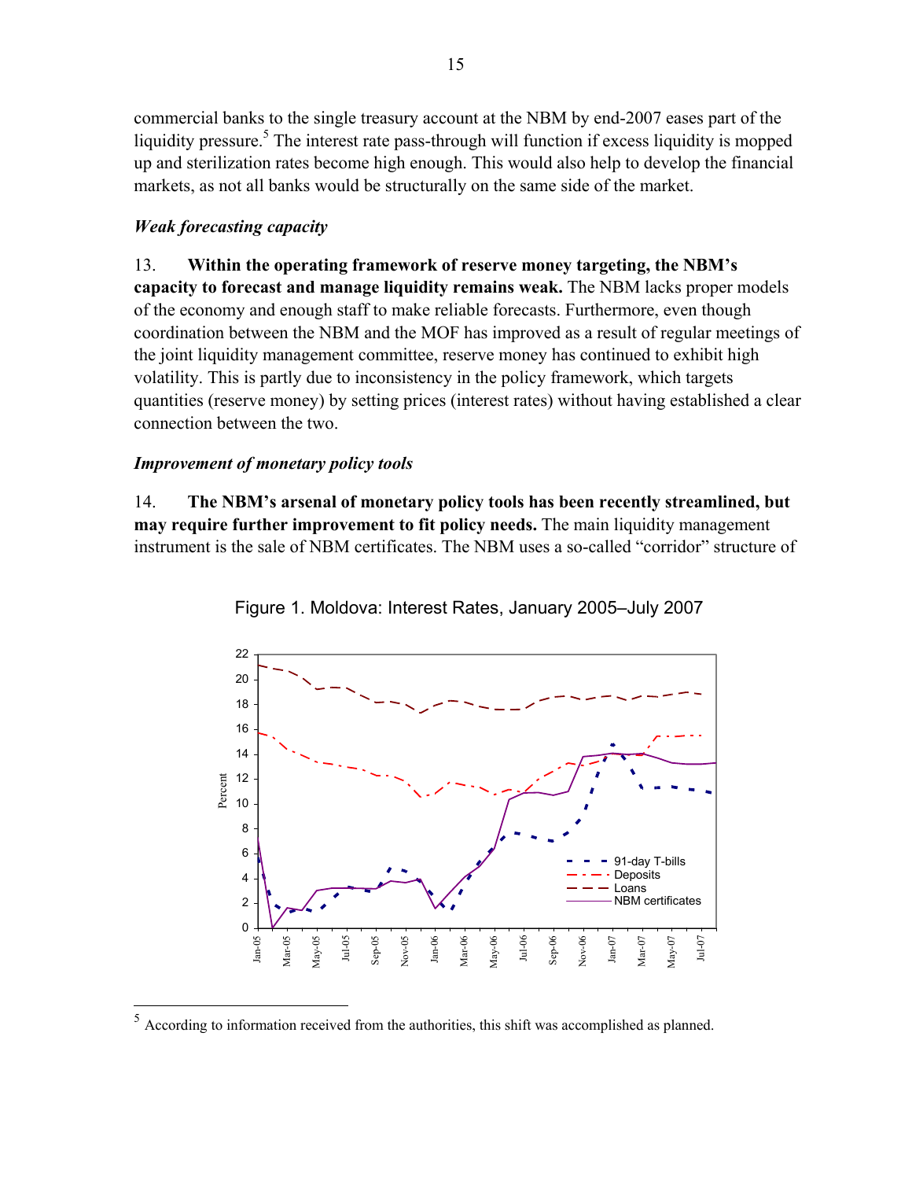commercial banks to the single treasury account at the NBM by end-2007 eases part of the liquidity pressure.[5] The interest rate pass-through will function if excess liquidity is mopped up and sterilization rates become high enough. This would also help to develop the financial markets, as not all banks would be structurally on the same side of the market.

### *Weak forecasting capacity*

13. **Within the operating framework of reserve money targeting, the NBM's capacity to forecast and manage liquidity remains weak.** The NBM lacks proper models of the economy and enough staff to make reliable forecasts. Furthermore, even though coordination between the NBM and the MOF has improved as a result of regular meetings of the joint liquidity management committee, reserve money has continued to exhibit high volatility. This is partly due to inconsistency in the policy framework, which targets quantities (reserve money) by setting prices (interest rates) without having established a clear connection between the two.

### *Improvement of monetary policy tools*

14. **The NBM's arsenal of monetary policy tools has been recently streamlined, but may require further improvement to fit policy needs.** The main liquidity management instrument is the sale of NBM certificates. The NBM uses a so-called "corridor" structure of

Figure 1. Moldova: Interest Rates, January 2005–July 2007

---

[5] According to information received from the authorities, this shift was accomplished as planned.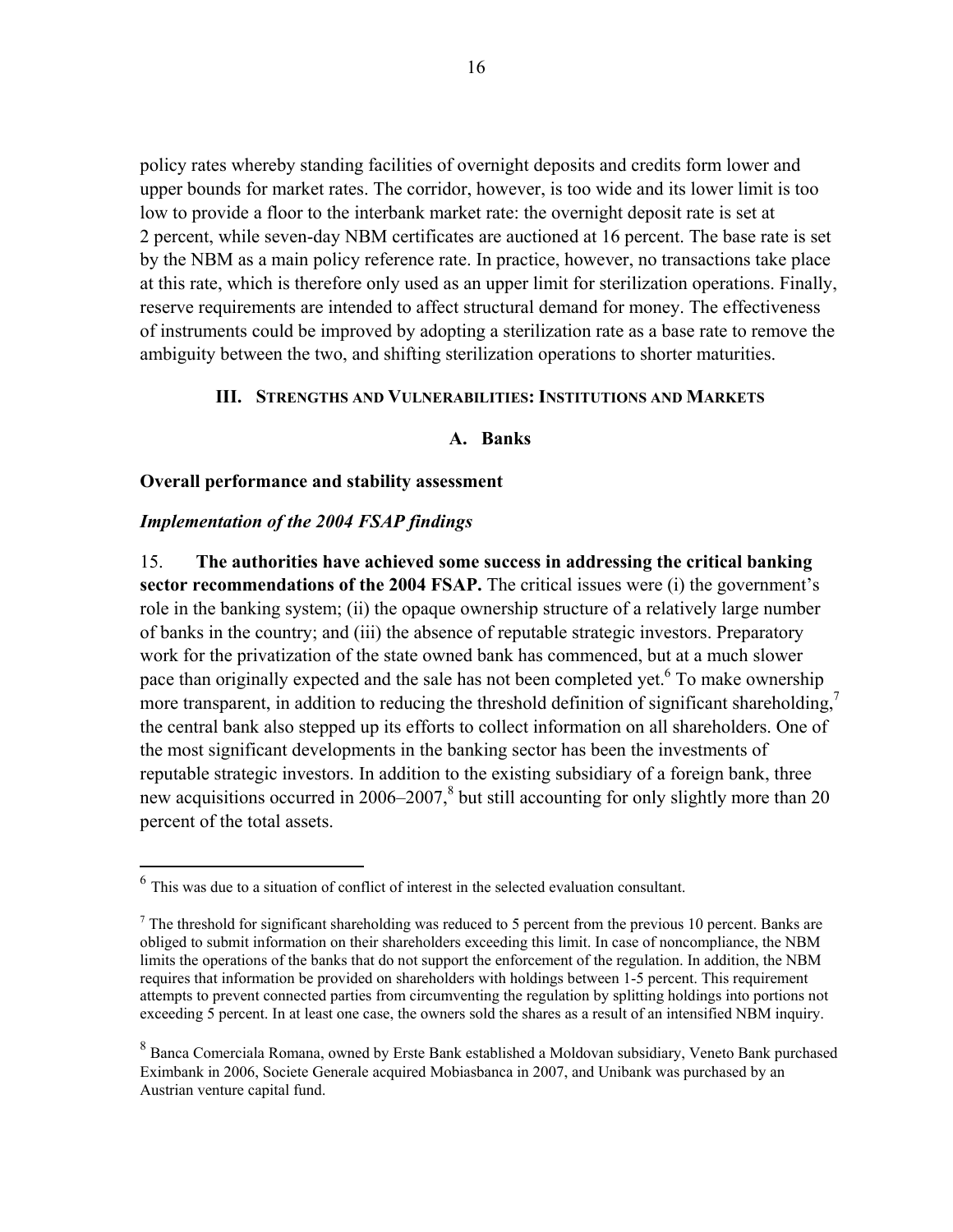policy rates whereby standing facilities of overnight deposits and credits form lower and upper bounds for market rates. The corridor, however, is too wide and its lower limit is too low to provide a floor to the interbank market rate: the overnight deposit rate is set at 2 percent, while seven-day NBM certificates are auctioned at 16 percent. The base rate is set by the NBM as a main policy reference rate. In practice, however, no transactions take place at this rate, which is therefore only used as an upper limit for sterilization operations. Finally, reserve requirements are intended to affect structural demand for money. The effectiveness of instruments could be improved by adopting a sterilization rate as a base rate to remove the ambiguity between the two, and shifting sterilization operations to shorter maturities.

## III. Strengths and Vulnerabilities: Institutions and Markets

### A. Banks

**Overall performance and stability assessment**

***Implementation of the 2004 FSAP findings***

15. **The authorities have achieved some success in addressing the critical banking sector recommendations of the 2004 FSAP.** The critical issues were (i) the government's role in the banking system; (ii) the opaque ownership structure of a relatively large number of banks in the country; and (iii) the absence of reputable strategic investors. Preparatory work for the privatization of the state owned bank has commenced, but at a much slower pace than originally expected and the sale has not been completed yet.[6] To make ownership more transparent, in addition to reducing the threshold definition of significant shareholding,[7] the central bank also stepped up its efforts to collect information on all shareholders. One of the most significant developments in the banking sector has been the investments of reputable strategic investors. In addition to the existing subsidiary of a foreign bank, three new acquisitions occurred in 2006–2007,[8] but still accounting for only slightly more than 20 percent of the total assets.

---

[6] This was due to a situation of conflict of interest in the selected evaluation consultant.

[7] The threshold for significant shareholding was reduced to 5 percent from the previous 10 percent. Banks are obliged to submit information on their shareholders exceeding this limit. In case of noncompliance, the NBM limits the operations of the banks that do not support the enforcement of the regulation. In addition, the NBM requires that information be provided on shareholders with holdings between 1-5 percent. This requirement attempts to prevent connected parties from circumventing the regulation by splitting holdings into portions not exceeding 5 percent. In at least one case, the owners sold the shares as a result of an intensified NBM inquiry.

[8] Banca Comerciala Romana, owned by Erste Bank established a Moldovan subsidiary, Veneto Bank purchased Eximbank in 2006, Societe Generale acquired Mobiasbanca in 2007, and Unibank was purchased by an Austrian venture capital fund.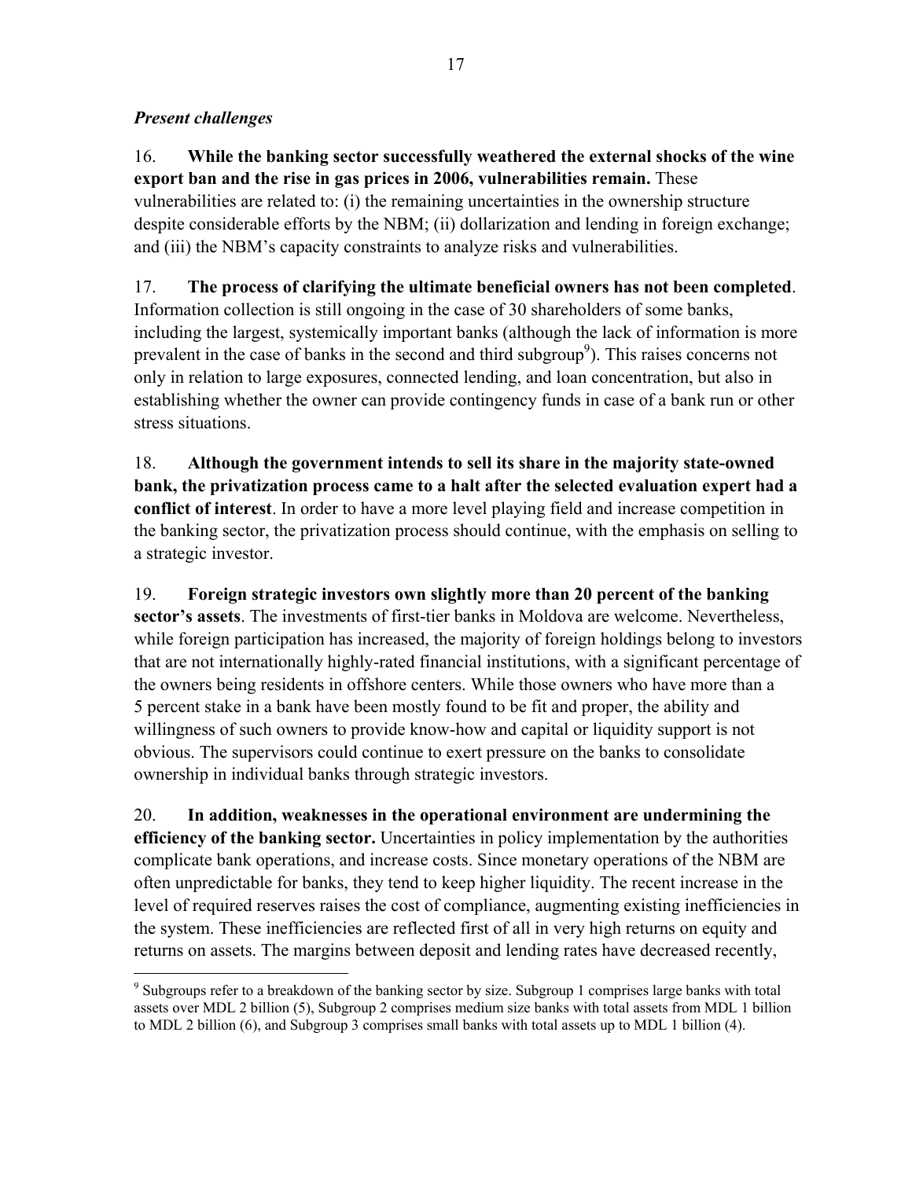*Present challenges*

16. **While the banking sector successfully weathered the external shocks of the wine export ban and the rise in gas prices in 2006, vulnerabilities remain.** These vulnerabilities are related to: (i) the remaining uncertainties in the ownership structure despite considerable efforts by the NBM; (ii) dollarization and lending in foreign exchange; and (iii) the NBM's capacity constraints to analyze risks and vulnerabilities.

17. **The process of clarifying the ultimate beneficial owners has not been completed**. Information collection is still ongoing in the case of 30 shareholders of some banks, including the largest, systemically important banks (although the lack of information is more prevalent in the case of banks in the second and third subgroup[9]). This raises concerns not only in relation to large exposures, connected lending, and loan concentration, but also in establishing whether the owner can provide contingency funds in case of a bank run or other stress situations.

18. **Although the government intends to sell its share in the majority state-owned bank, the privatization process came to a halt after the selected evaluation expert had a conflict of interest**. In order to have a more level playing field and increase competition in the banking sector, the privatization process should continue, with the emphasis on selling to a strategic investor.

19. **Foreign strategic investors own slightly more than 20 percent of the banking sector's assets**. The investments of first-tier banks in Moldova are welcome. Nevertheless, while foreign participation has increased, the majority of foreign holdings belong to investors that are not internationally highly-rated financial institutions, with a significant percentage of the owners being residents in offshore centers. While those owners who have more than a 5 percent stake in a bank have been mostly found to be fit and proper, the ability and willingness of such owners to provide know-how and capital or liquidity support is not obvious. The supervisors could continue to exert pressure on the banks to consolidate ownership in individual banks through strategic investors.

20. **In addition, weaknesses in the operational environment are undermining the efficiency of the banking sector.** Uncertainties in policy implementation by the authorities complicate bank operations, and increase costs. Since monetary operations of the NBM are often unpredictable for banks, they tend to keep higher liquidity. The recent increase in the level of required reserves raises the cost of compliance, augmenting existing inefficiencies in the system. These inefficiencies are reflected first of all in very high returns on equity and returns on assets. The margins between deposit and lending rates have decreased recently,

---

[9] Subgroups refer to a breakdown of the banking sector by size. Subgroup 1 comprises large banks with total assets over MDL 2 billion (5), Subgroup 2 comprises medium size banks with total assets from MDL 1 billion to MDL 2 billion (6), and Subgroup 3 comprises small banks with total assets up to MDL 1 billion (4).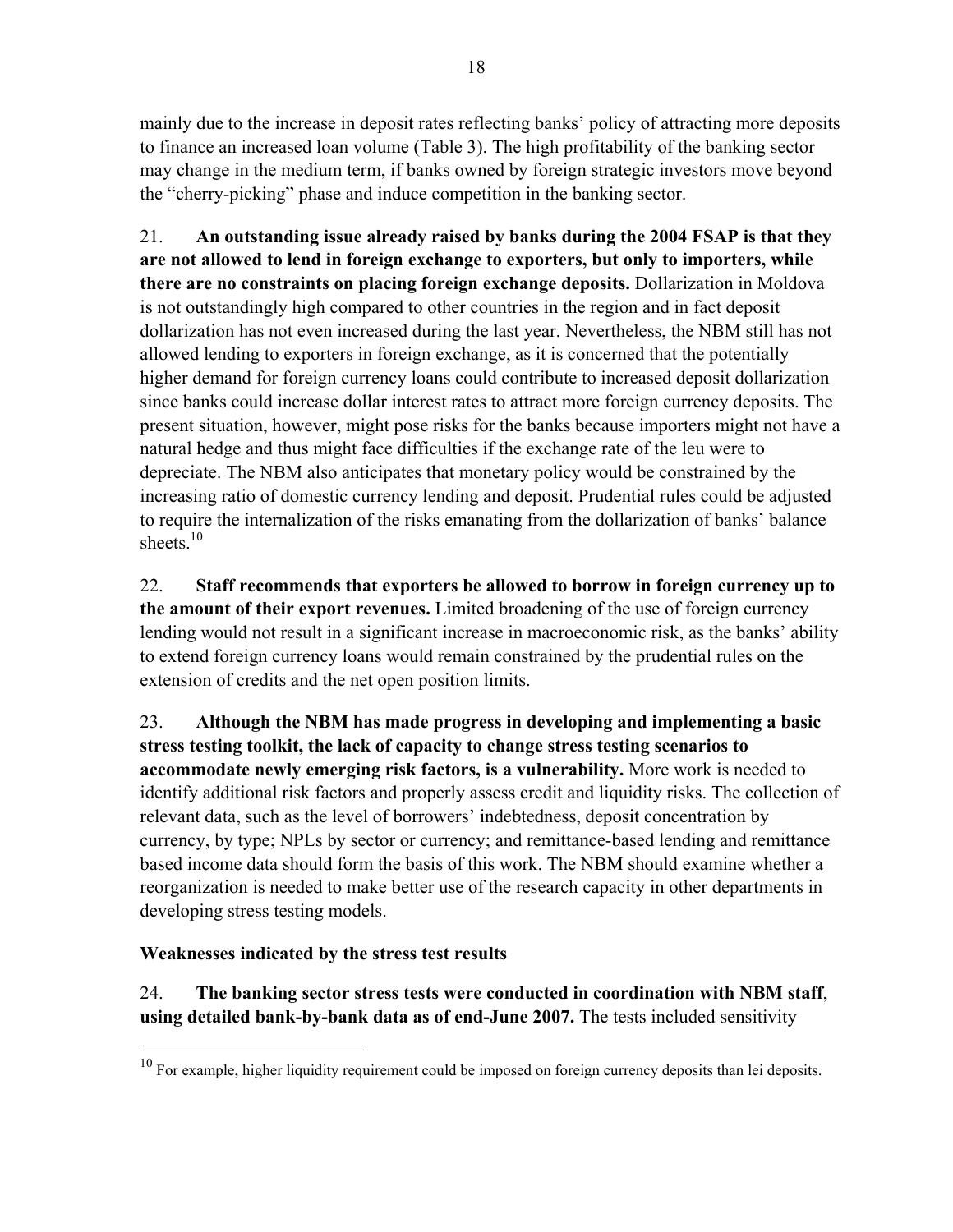mainly due to the increase in deposit rates reflecting banks' policy of attracting more deposits to finance an increased loan volume (Table 3). The high profitability of the banking sector may change in the medium term, if banks owned by foreign strategic investors move beyond the "cherry-picking" phase and induce competition in the banking sector.

21. **An outstanding issue already raised by banks during the 2004 FSAP is that they are not allowed to lend in foreign exchange to exporters, but only to importers, while there are no constraints on placing foreign exchange deposits.** Dollarization in Moldova is not outstandingly high compared to other countries in the region and in fact deposit dollarization has not even increased during the last year. Nevertheless, the NBM still has not allowed lending to exporters in foreign exchange, as it is concerned that the potentially higher demand for foreign currency loans could contribute to increased deposit dollarization since banks could increase dollar interest rates to attract more foreign currency deposits. The present situation, however, might pose risks for the banks because importers might not have a natural hedge and thus might face difficulties if the exchange rate of the leu were to depreciate. The NBM also anticipates that monetary policy would be constrained by the increasing ratio of domestic currency lending and deposit. Prudential rules could be adjusted to require the internalization of the risks emanating from the dollarization of banks' balance sheets.[10]

22. **Staff recommends that exporters be allowed to borrow in foreign currency up to the amount of their export revenues.** Limited broadening of the use of foreign currency lending would not result in a significant increase in macroeconomic risk, as the banks' ability to extend foreign currency loans would remain constrained by the prudential rules on the extension of credits and the net open position limits.

23. **Although the NBM has made progress in developing and implementing a basic stress testing toolkit, the lack of capacity to change stress testing scenarios to accommodate newly emerging risk factors, is a vulnerability.** More work is needed to identify additional risk factors and properly assess credit and liquidity risks. The collection of relevant data, such as the level of borrowers' indebtedness, deposit concentration by currency, by type; NPLs by sector or currency; and remittance-based lending and remittance based income data should form the basis of this work. The NBM should examine whether a reorganization is needed to make better use of the research capacity in other departments in developing stress testing models.

### Weaknesses indicated by the stress test results

24. **The banking sector stress tests were conducted in coordination with NBM staff**, **using detailed bank-by-bank data as of end-June 2007.** The tests included sensitivity

---

[10] For example, higher liquidity requirement could be imposed on foreign currency deposits than lei deposits.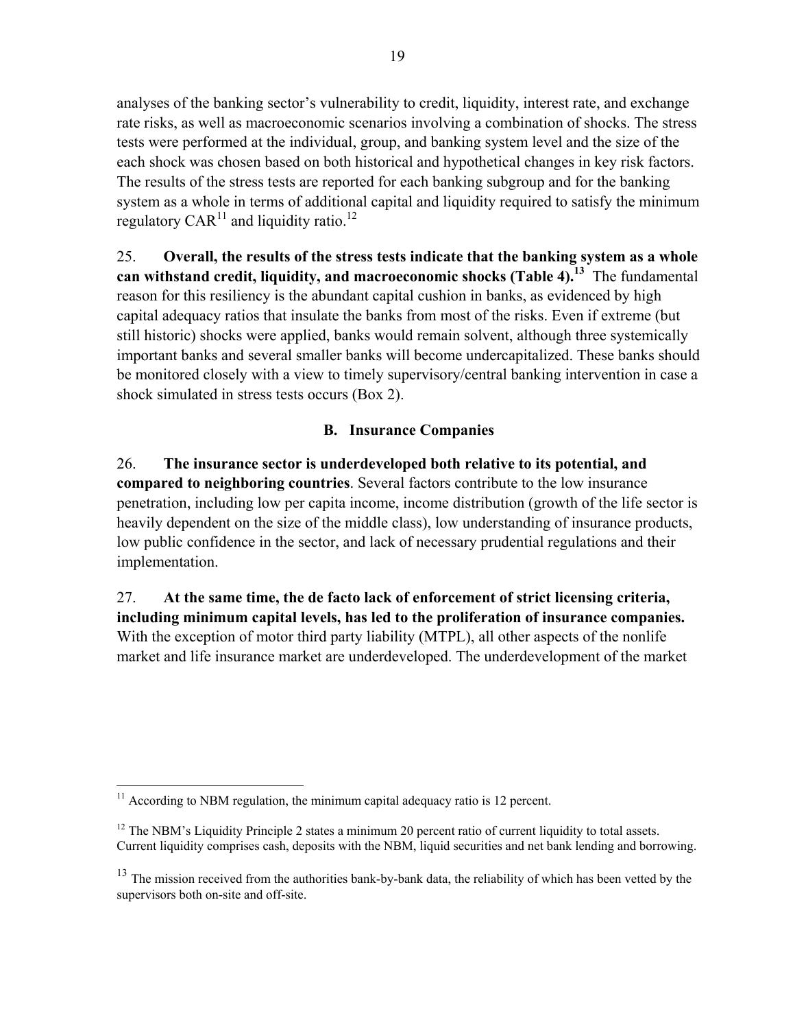analyses of the banking sector's vulnerability to credit, liquidity, interest rate, and exchange rate risks, as well as macroeconomic scenarios involving a combination of shocks. The stress tests were performed at the individual, group, and banking system level and the size of the each shock was chosen based on both historical and hypothetical changes in key risk factors. The results of the stress tests are reported for each banking subgroup and for the banking system as a whole in terms of additional capital and liquidity required to satisfy the minimum regulatory CAR[11] and liquidity ratio.[12]

25. **Overall, the results of the stress tests indicate that the banking system as a whole can withstand credit, liquidity, and macroeconomic shocks (Table 4).[13]** The fundamental reason for this resiliency is the abundant capital cushion in banks, as evidenced by high capital adequacy ratios that insulate the banks from most of the risks. Even if extreme (but still historic) shocks were applied, banks would remain solvent, although three systemically important banks and several smaller banks will become undercapitalized. These banks should be monitored closely with a view to timely supervisory/central banking intervention in case a shock simulated in stress tests occurs (Box 2).

### B. Insurance Companies

26. **The insurance sector is underdeveloped both relative to its potential, and compared to neighboring countries**. Several factors contribute to the low insurance penetration, including low per capita income, income distribution (growth of the life sector is heavily dependent on the size of the middle class), low understanding of insurance products, low public confidence in the sector, and lack of necessary prudential regulations and their implementation.

27. **At the same time, the de facto lack of enforcement of strict licensing criteria, including minimum capital levels, has led to the proliferation of insurance companies.** With the exception of motor third party liability (MTPL), all other aspects of the nonlife market and life insurance market are underdeveloped. The underdevelopment of the market

---

[11] According to NBM regulation, the minimum capital adequacy ratio is 12 percent.

[12] The NBM's Liquidity Principle 2 states a minimum 20 percent ratio of current liquidity to total assets. Current liquidity comprises cash, deposits with the NBM, liquid securities and net bank lending and borrowing.

[13] The mission received from the authorities bank-by-bank data, the reliability of which has been vetted by the supervisors both on-site and off-site.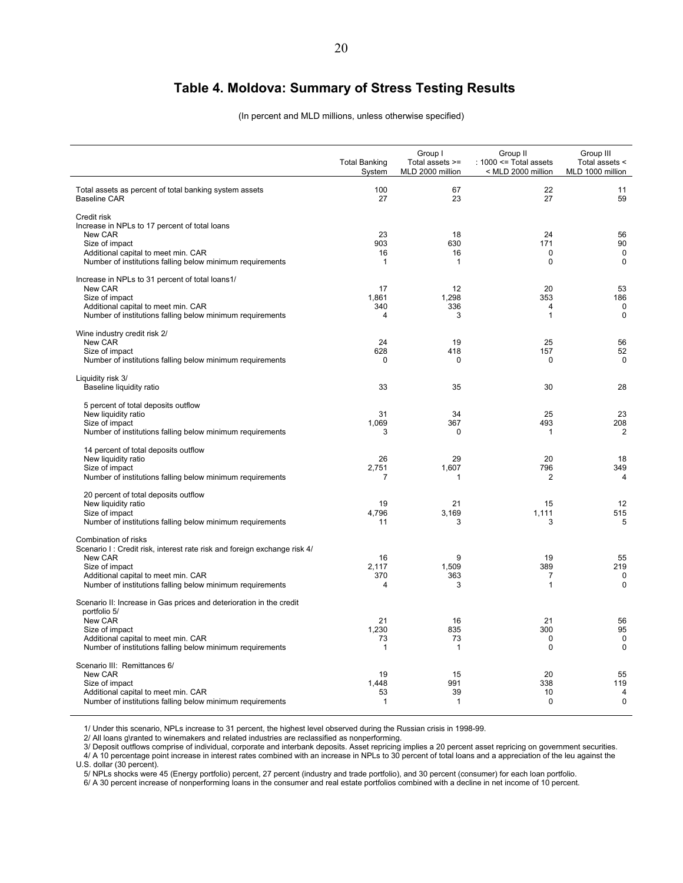## Table 4. Moldova: Summary of Stress Testing Results

(In percent and MLD millions, unless otherwise specified)

| | Total Banking System | Group I Total assets >= MLD 2000 million | Group II : 1000 <= Total assets < MLD 2000 million | Group III Total assets < MLD 1000 million |
|---|---|---|---|---|
| Total assets as percent of total banking system assets | 100 | 67 | 22 | 11 |
| Baseline CAR | 27 | 23 | 27 | 59 |
| **Credit risk** | | | | |
| Increase in NPLs to 17 percent of total loans | | | | |
| New CAR | 23 | 18 | 24 | 56 |
| Size of impact | 903 | 630 | 171 | 90 |
| Additional capital to meet min. CAR | 16 | 16 | 0 | 0 |
| Number of institutions falling below minimum requirements | 1 | 1 | 0 | 0 |
| Increase in NPLs to 31 percent of total loans1/ | | | | |
| New CAR | 17 | 12 | 20 | 53 |
| Size of impact | 1,861 | 1,298 | 353 | 186 |
| Additional capital to meet min. CAR | 340 | 336 | 4 | 0 |
| Number of institutions falling below minimum requirements | 4 | 3 | 1 | 0 |
| Wine industry credit risk 2/ | | | | |
| New CAR | 24 | 19 | 25 | 56 |
| Size of impact | 628 | 418 | 157 | 52 |
| Number of institutions falling below minimum requirements | 0 | 0 | 0 | 0 |
| **Liquidity risk 3/** | | | | |
| Baseline liquidity ratio | 33 | 35 | 30 | 28 |
| 5 percent of total deposits outflow | | | | |
| New liquidity ratio | 31 | 34 | 25 | 23 |
| Size of impact | 1,069 | 367 | 493 | 208 |
| Number of institutions falling below minimum requirements | 3 | 0 | 1 | 2 |
| 14 percent of total deposits outflow | | | | |
| New liquidity ratio | 26 | 29 | 20 | 18 |
| Size of impact | 2,751 | 1,607 | 796 | 349 |
| Number of institutions falling below minimum requirements | 7 | 1 | 2 | 4 |
| 20 percent of total deposits outflow | | | | |
| New liquidity ratio | 19 | 21 | 15 | 12 |
| Size of impact | 4,796 | 3,169 | 1,111 | 515 |
| Number of institutions falling below minimum requirements | 11 | 3 | 3 | 5 |
| **Combination of risks** | | | | |
| Scenario I : Credit risk, interest rate risk and foreign exchange risk 4/ | | | | |
| New CAR | 16 | 9 | 19 | 55 |
| Size of impact | 2,117 | 1,509 | 389 | 219 |
| Additional capital to meet min. CAR | 370 | 363 | 7 | 0 |
| Number of institutions falling below minimum requirements | 4 | 3 | 1 | 0 |
| Scenario II: Increase in Gas prices and deterioration in the credit portfolio 5/ | | | | |
| New CAR | 21 | 16 | 21 | 56 |
| Size of impact | 1,230 | 835 | 300 | 95 |
| Additional capital to meet min. CAR | 73 | 73 | 0 | 0 |
| Number of institutions falling below minimum requirements | 1 | 1 | 0 | 0 |
| Scenario III: Remittances 6/ | | | | |
| New CAR | 19 | 15 | 20 | 55 |
| Size of impact | 1,448 | 991 | 338 | 119 |
| Additional capital to meet min. CAR | 53 | 39 | 10 | 4 |
| Number of institutions falling below minimum requirements | 1 | 1 | 0 | 0 |

1/ Under this scenario, NPLs increase to 31 percent, the highest level observed during the Russian crisis in 1998-99.

2/ All loans g\ranted to winemakers and related industries are reclassified as nonperforming.

3/ Deposit outflows comprise of individual, corporate and interbank deposits. Asset repricing implies a 20 percent asset repricing on government securities.

4/ A 10 percentage point increase in interest rates combined with an increase in NPLs to 30 percent of total loans and a appreciation of the leu against the U.S. dollar (30 percent).

5/ NPLs shocks were 45 (Energy portfolio) percent, 27 percent (industry and trade portfolio), and 30 percent (consumer) for each loan portfolio.

6/ A 30 percent increase of nonperforming loans in the consumer and real estate portfolios combined with a decline in net income of 10 percent.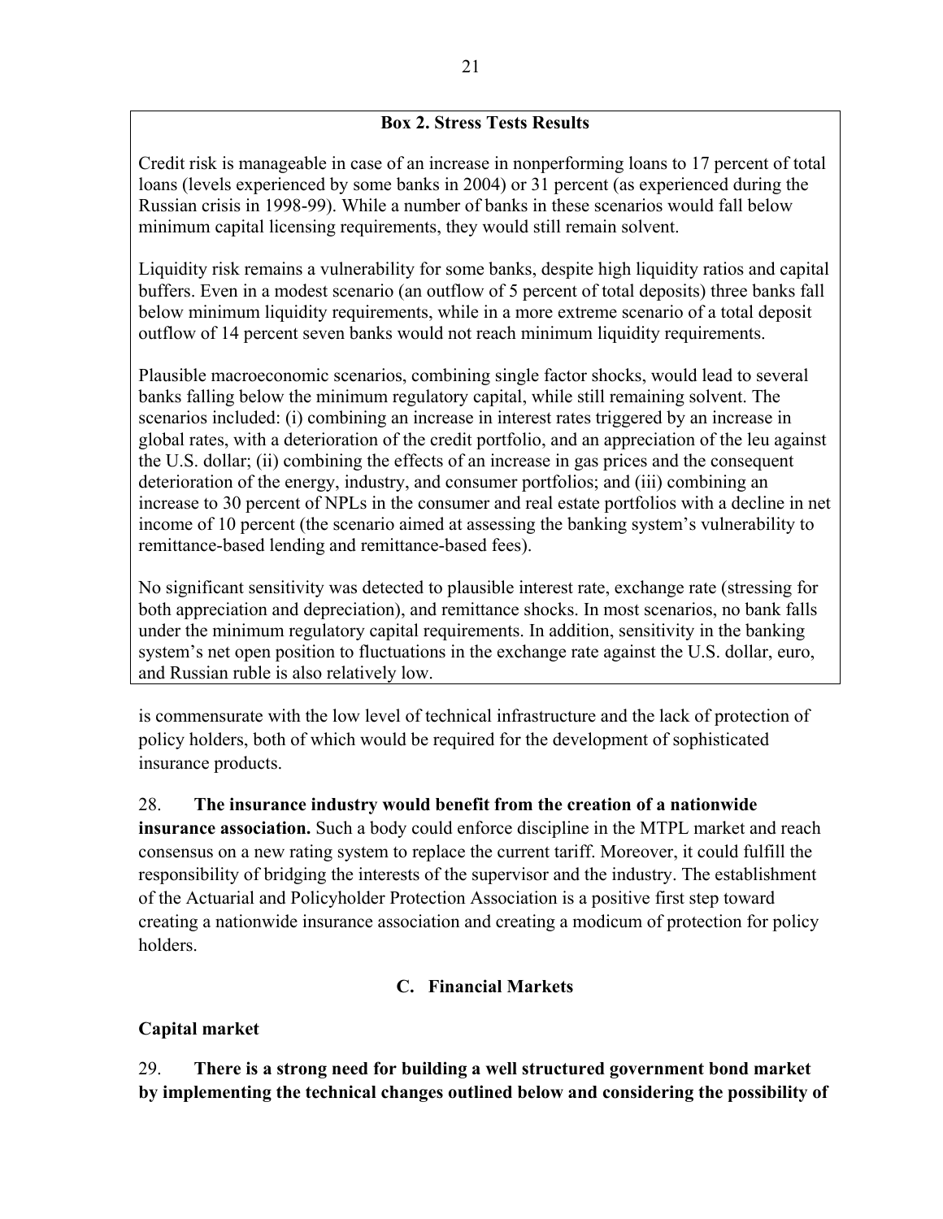**Box 2. Stress Tests Results**

Credit risk is manageable in case of an increase in nonperforming loans to 17 percent of total loans (levels experienced by some banks in 2004) or 31 percent (as experienced during the Russian crisis in 1998-99). While a number of banks in these scenarios would fall below minimum capital licensing requirements, they would still remain solvent.

Liquidity risk remains a vulnerability for some banks, despite high liquidity ratios and capital buffers. Even in a modest scenario (an outflow of 5 percent of total deposits) three banks fall below minimum liquidity requirements, while in a more extreme scenario of a total deposit outflow of 14 percent seven banks would not reach minimum liquidity requirements.

Plausible macroeconomic scenarios, combining single factor shocks, would lead to several banks falling below the minimum regulatory capital, while still remaining solvent. The scenarios included: (i) combining an increase in interest rates triggered by an increase in global rates, with a deterioration of the credit portfolio, and an appreciation of the leu against the U.S. dollar; (ii) combining the effects of an increase in gas prices and the consequent deterioration of the energy, industry, and consumer portfolios; and (iii) combining an increase to 30 percent of NPLs in the consumer and real estate portfolios with a decline in net income of 10 percent (the scenario aimed at assessing the banking system's vulnerability to remittance-based lending and remittance-based fees).

No significant sensitivity was detected to plausible interest rate, exchange rate (stressing for both appreciation and depreciation), and remittance shocks. In most scenarios, no bank falls under the minimum regulatory capital requirements. In addition, sensitivity in the banking system's net open position to fluctuations in the exchange rate against the U.S. dollar, euro, and Russian ruble is also relatively low.

is commensurate with the low level of technical infrastructure and the lack of protection of policy holders, both of which would be required for the development of sophisticated insurance products.

28. **The insurance industry would benefit from the creation of a nationwide insurance association.** Such a body could enforce discipline in the MTPL market and reach consensus on a new rating system to replace the current tariff. Moreover, it could fulfill the responsibility of bridging the interests of the supervisor and the industry. The establishment of the Actuarial and Policyholder Protection Association is a positive first step toward creating a nationwide insurance association and creating a modicum of protection for policy holders.

## C. Financial Markets

### Capital market

29. **There is a strong need for building a well structured government bond market by implementing the technical changes outlined below and considering the possibility of**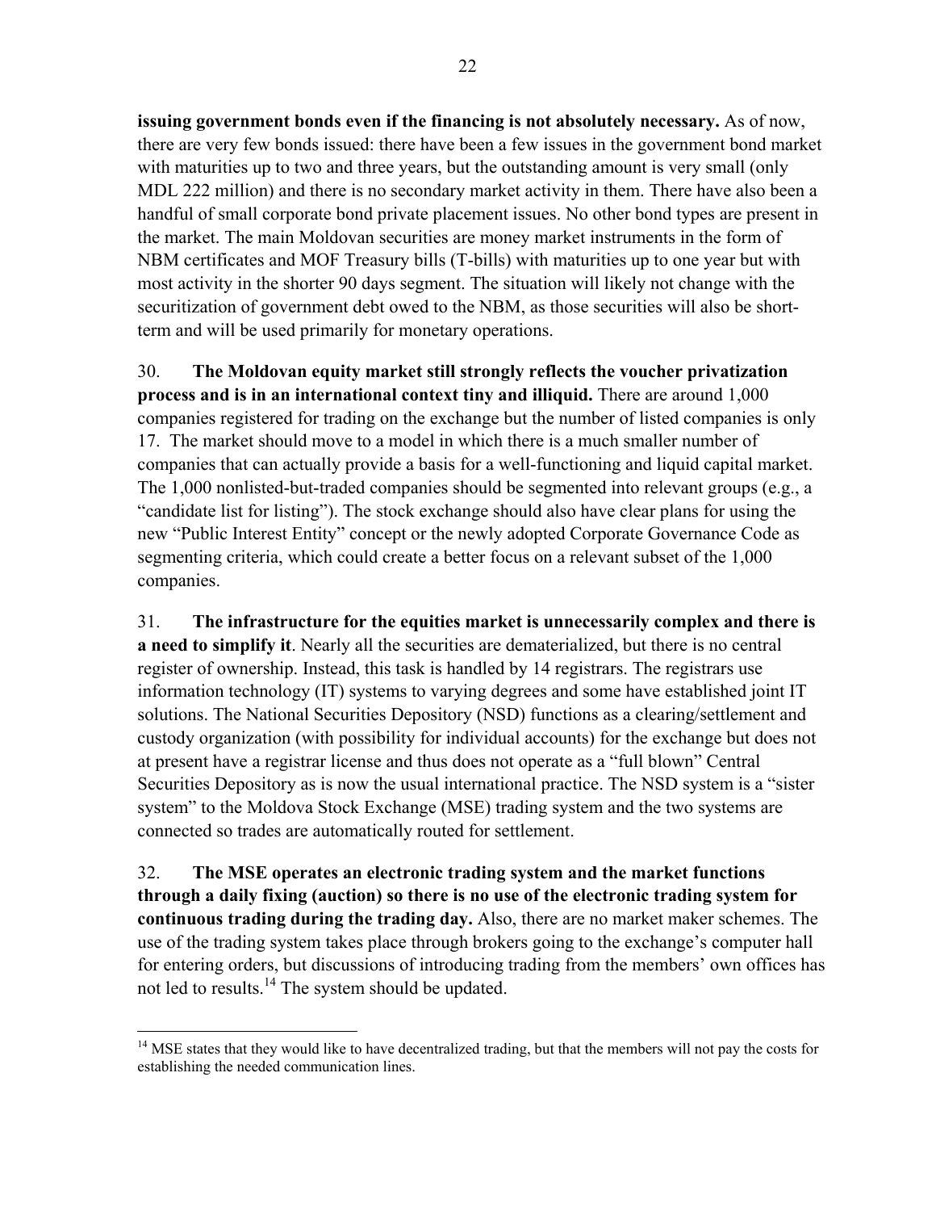**issuing government bonds even if the financing is not absolutely necessary.** As of now, there are very few bonds issued: there have been a few issues in the government bond market with maturities up to two and three years, but the outstanding amount is very small (only MDL 222 million) and there is no secondary market activity in them. There have also been a handful of small corporate bond private placement issues. No other bond types are present in the market. The main Moldovan securities are money market instruments in the form of NBM certificates and MOF Treasury bills (T-bills) with maturities up to one year but with most activity in the shorter 90 days segment. The situation will likely not change with the securitization of government debt owed to the NBM, as those securities will also be short-term and will be used primarily for monetary operations.

30. **The Moldovan equity market still strongly reflects the voucher privatization process and is in an international context tiny and illiquid.** There are around 1,000 companies registered for trading on the exchange but the number of listed companies is only 17. The market should move to a model in which there is a much smaller number of companies that can actually provide a basis for a well-functioning and liquid capital market. The 1,000 nonlisted-but-traded companies should be segmented into relevant groups (e.g., a "candidate list for listing"). The stock exchange should also have clear plans for using the new "Public Interest Entity" concept or the newly adopted Corporate Governance Code as segmenting criteria, which could create a better focus on a relevant subset of the 1,000 companies.

31. **The infrastructure for the equities market is unnecessarily complex and there is a need to simplify it**. Nearly all the securities are dematerialized, but there is no central register of ownership. Instead, this task is handled by 14 registrars. The registrars use information technology (IT) systems to varying degrees and some have established joint IT solutions. The National Securities Depository (NSD) functions as a clearing/settlement and custody organization (with possibility for individual accounts) for the exchange but does not at present have a registrar license and thus does not operate as a "full blown" Central Securities Depository as is now the usual international practice. The NSD system is a "sister system" to the Moldova Stock Exchange (MSE) trading system and the two systems are connected so trades are automatically routed for settlement.

32. **The MSE operates an electronic trading system and the market functions through a daily fixing (auction) so there is no use of the electronic trading system for continuous trading during the trading day.** Also, there are no market maker schemes. The use of the trading system takes place through brokers going to the exchange's computer hall for entering orders, but discussions of introducing trading from the members' own offices has not led to results.[14] The system should be updated.

[14] MSE states that they would like to have decentralized trading, but that the members will not pay the costs for establishing the needed communication lines.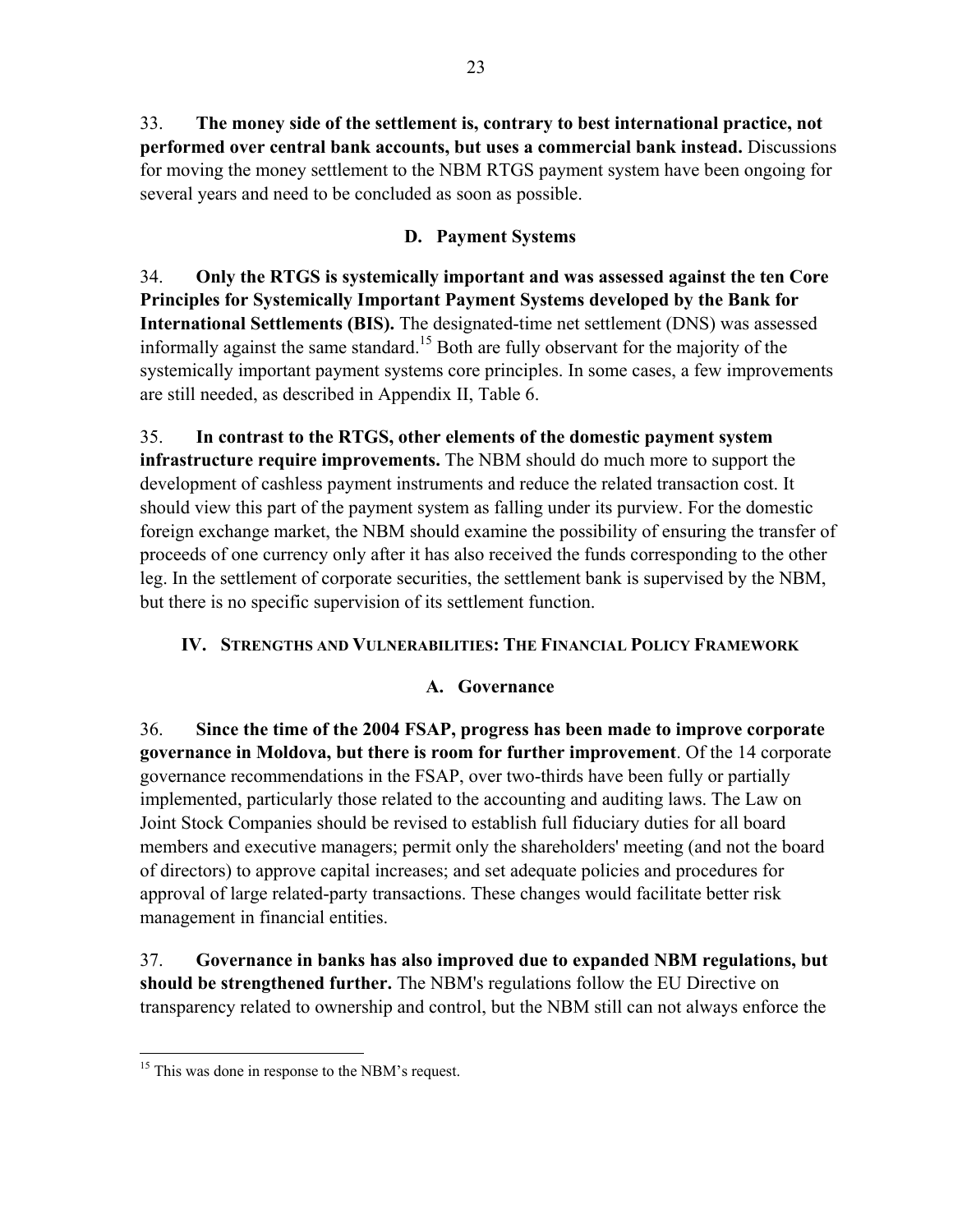33. **The money side of the settlement is, contrary to best international practice, not performed over central bank accounts, but uses a commercial bank instead.** Discussions for moving the money settlement to the NBM RTGS payment system have been ongoing for several years and need to be concluded as soon as possible.

### D. Payment Systems

34. **Only the RTGS is systemically important and was assessed against the ten Core Principles for Systemically Important Payment Systems developed by the Bank for International Settlements (BIS).** The designated-time net settlement (DNS) was assessed informally against the same standard.[15] Both are fully observant for the majority of the systemically important payment systems core principles. In some cases, a few improvements are still needed, as described in Appendix II, Table 6.

35. **In contrast to the RTGS, other elements of the domestic payment system infrastructure require improvements.** The NBM should do much more to support the development of cashless payment instruments and reduce the related transaction cost. It should view this part of the payment system as falling under its purview. For the domestic foreign exchange market, the NBM should examine the possibility of ensuring the transfer of proceeds of one currency only after it has also received the funds corresponding to the other leg. In the settlement of corporate securities, the settlement bank is supervised by the NBM, but there is no specific supervision of its settlement function.

## IV. Strengths and Vulnerabilities: The Financial Policy Framework

### A. Governance

36. **Since the time of the 2004 FSAP, progress has been made to improve corporate governance in Moldova, but there is room for further improvement**. Of the 14 corporate governance recommendations in the FSAP, over two-thirds have been fully or partially implemented, particularly those related to the accounting and auditing laws. The Law on Joint Stock Companies should be revised to establish full fiduciary duties for all board members and executive managers; permit only the shareholders' meeting (and not the board of directors) to approve capital increases; and set adequate policies and procedures for approval of large related-party transactions. These changes would facilitate better risk management in financial entities.

37. **Governance in banks has also improved due to expanded NBM regulations, but should be strengthened further.** The NBM's regulations follow the EU Directive on transparency related to ownership and control, but the NBM still can not always enforce the

[15] This was done in response to the NBM's request.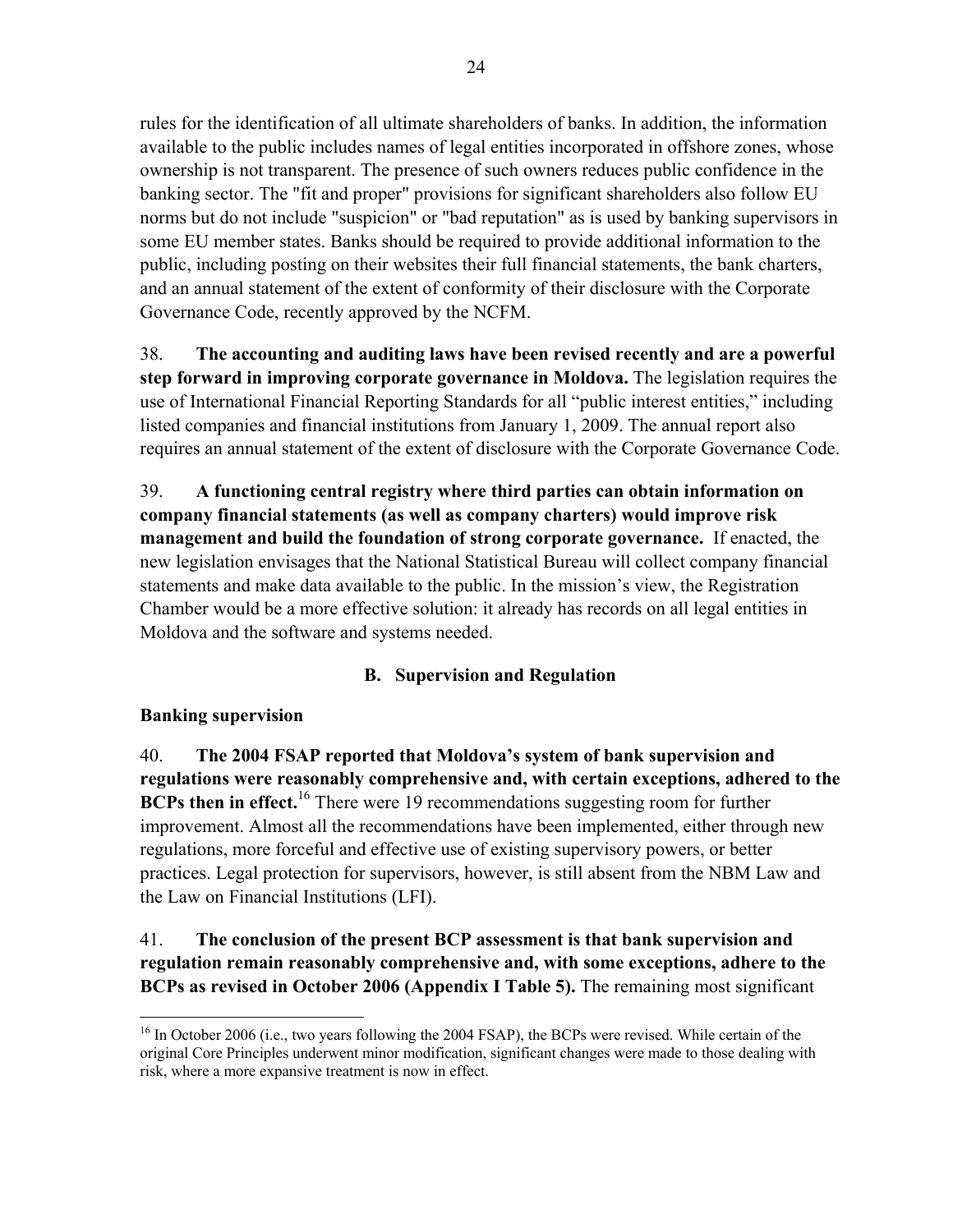rules for the identification of all ultimate shareholders of banks. In addition, the information available to the public includes names of legal entities incorporated in offshore zones, whose ownership is not transparent. The presence of such owners reduces public confidence in the banking sector. The "fit and proper" provisions for significant shareholders also follow EU norms but do not include "suspicion" or "bad reputation" as is used by banking supervisors in some EU member states. Banks should be required to provide additional information to the public, including posting on their websites their full financial statements, the bank charters, and an annual statement of the extent of conformity of their disclosure with the Corporate Governance Code, recently approved by the NCFM.

38. **The accounting and auditing laws have been revised recently and are a powerful step forward in improving corporate governance in Moldova.** The legislation requires the use of International Financial Reporting Standards for all "public interest entities," including listed companies and financial institutions from January 1, 2009. The annual report also requires an annual statement of the extent of disclosure with the Corporate Governance Code.

39. **A functioning central registry where third parties can obtain information on company financial statements (as well as company charters) would improve risk management and build the foundation of strong corporate governance.** If enacted, the new legislation envisages that the National Statistical Bureau will collect company financial statements and make data available to the public. In the mission's view, the Registration Chamber would be a more effective solution: it already has records on all legal entities in Moldova and the software and systems needed.

## B. Supervision and Regulation

**Banking supervision**

40. **The 2004 FSAP reported that Moldova's system of bank supervision and regulations were reasonably comprehensive and, with certain exceptions, adhered to the BCPs then in effect.**[16] There were 19 recommendations suggesting room for further improvement. Almost all the recommendations have been implemented, either through new regulations, more forceful and effective use of existing supervisory powers, or better practices. Legal protection for supervisors, however, is still absent from the NBM Law and the Law on Financial Institutions (LFI).

41. **The conclusion of the present BCP assessment is that bank supervision and regulation remain reasonably comprehensive and, with some exceptions, adhere to the BCPs as revised in October 2006 (Appendix I Table 5).** The remaining most significant

[16] In October 2006 (i.e., two years following the 2004 FSAP), the BCPs were revised. While certain of the original Core Principles underwent minor modification, significant changes were made to those dealing with risk, where a more expansive treatment is now in effect.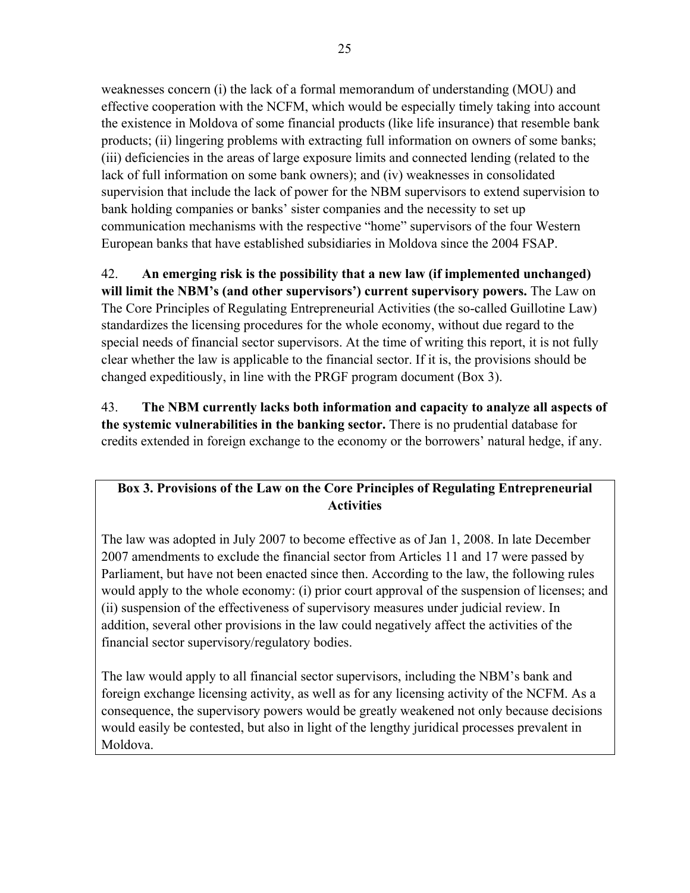weaknesses concern (i) the lack of a formal memorandum of understanding (MOU) and effective cooperation with the NCFM, which would be especially timely taking into account the existence in Moldova of some financial products (like life insurance) that resemble bank products; (ii) lingering problems with extracting full information on owners of some banks; (iii) deficiencies in the areas of large exposure limits and connected lending (related to the lack of full information on some bank owners); and (iv) weaknesses in consolidated supervision that include the lack of power for the NBM supervisors to extend supervision to bank holding companies or banks' sister companies and the necessity to set up communication mechanisms with the respective "home" supervisors of the four Western European banks that have established subsidiaries in Moldova since the 2004 FSAP.

42. **An emerging risk is the possibility that a new law (if implemented unchanged) will limit the NBM's (and other supervisors') current supervisory powers.** The Law on The Core Principles of Regulating Entrepreneurial Activities (the so-called Guillotine Law) standardizes the licensing procedures for the whole economy, without due regard to the special needs of financial sector supervisors. At the time of writing this report, it is not fully clear whether the law is applicable to the financial sector. If it is, the provisions should be changed expeditiously, in line with the PRGF program document (Box 3).

43. **The NBM currently lacks both information and capacity to analyze all aspects of the systemic vulnerabilities in the banking sector.** There is no prudential database for credits extended in foreign exchange to the economy or the borrowers' natural hedge, if any.

**Box 3. Provisions of the Law on the Core Principles of Regulating Entrepreneurial Activities**

The law was adopted in July 2007 to become effective as of Jan 1, 2008. In late December 2007 amendments to exclude the financial sector from Articles 11 and 17 were passed by Parliament, but have not been enacted since then. According to the law, the following rules would apply to the whole economy: (i) prior court approval of the suspension of licenses; and (ii) suspension of the effectiveness of supervisory measures under judicial review. In addition, several other provisions in the law could negatively affect the activities of the financial sector supervisory/regulatory bodies.

The law would apply to all financial sector supervisors, including the NBM's bank and foreign exchange licensing activity, as well as for any licensing activity of the NCFM. As a consequence, the supervisory powers would be greatly weakened not only because decisions would easily be contested, but also in light of the lengthy juridical processes prevalent in Moldova.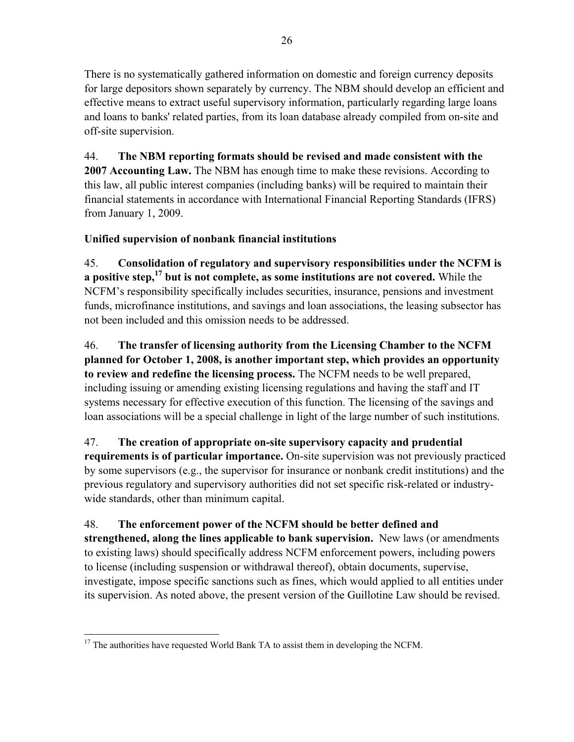There is no systematically gathered information on domestic and foreign currency deposits for large depositors shown separately by currency. The NBM should develop an efficient and effective means to extract useful supervisory information, particularly regarding large loans and loans to banks' related parties, from its loan database already compiled from on-site and off-site supervision.

44. **The NBM reporting formats should be revised and made consistent with the 2007 Accounting Law.** The NBM has enough time to make these revisions. According to this law, all public interest companies (including banks) will be required to maintain their financial statements in accordance with International Financial Reporting Standards (IFRS) from January 1, 2009.

**Unified supervision of nonbank financial institutions**

45. **Consolidation of regulatory and supervisory responsibilities under the NCFM is a positive step,[17] but is not complete, as some institutions are not covered.** While the NCFM's responsibility specifically includes securities, insurance, pensions and investment funds, microfinance institutions, and savings and loan associations, the leasing subsector has not been included and this omission needs to be addressed.

46. **The transfer of licensing authority from the Licensing Chamber to the NCFM planned for October 1, 2008, is another important step, which provides an opportunity to review and redefine the licensing process.** The NCFM needs to be well prepared, including issuing or amending existing licensing regulations and having the staff and IT systems necessary for effective execution of this function. The licensing of the savings and loan associations will be a special challenge in light of the large number of such institutions.

47. **The creation of appropriate on-site supervisory capacity and prudential requirements is of particular importance.** On-site supervision was not previously practiced by some supervisors (e.g., the supervisor for insurance or nonbank credit institutions) and the previous regulatory and supervisory authorities did not set specific risk-related or industry-wide standards, other than minimum capital.

48. **The enforcement power of the NCFM should be better defined and strengthened, along the lines applicable to bank supervision.** New laws (or amendments to existing laws) should specifically address NCFM enforcement powers, including powers to license (including suspension or withdrawal thereof), obtain documents, supervise, investigate, impose specific sanctions such as fines, which would applied to all entities under its supervision. As noted above, the present version of the Guillotine Law should be revised.

---

[17] The authorities have requested World Bank TA to assist them in developing the NCFM.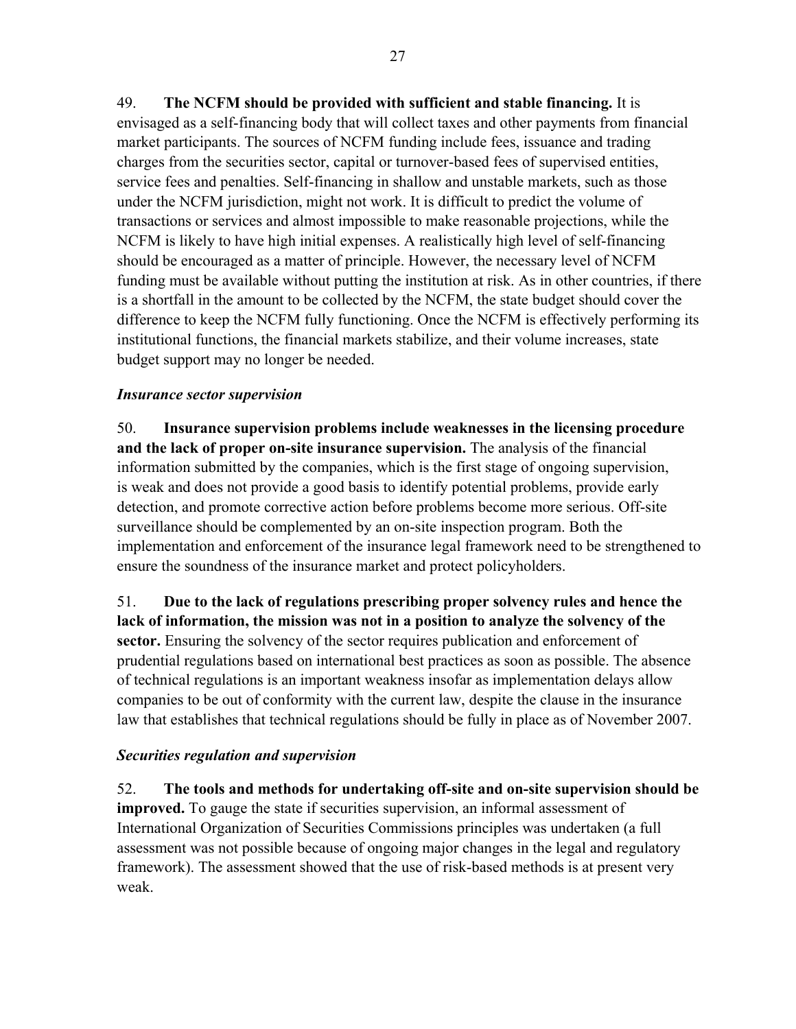49. **The NCFM should be provided with sufficient and stable financing.** It is envisaged as a self-financing body that will collect taxes and other payments from financial market participants. The sources of NCFM funding include fees, issuance and trading charges from the securities sector, capital or turnover-based fees of supervised entities, service fees and penalties. Self-financing in shallow and unstable markets, such as those under the NCFM jurisdiction, might not work. It is difficult to predict the volume of transactions or services and almost impossible to make reasonable projections, while the NCFM is likely to have high initial expenses. A realistically high level of self-financing should be encouraged as a matter of principle. However, the necessary level of NCFM funding must be available without putting the institution at risk. As in other countries, if there is a shortfall in the amount to be collected by the NCFM, the state budget should cover the difference to keep the NCFM fully functioning. Once the NCFM is effectively performing its institutional functions, the financial markets stabilize, and their volume increases, state budget support may no longer be needed.

### *Insurance sector supervision*

50. **Insurance supervision problems include weaknesses in the licensing procedure and the lack of proper on-site insurance supervision.** The analysis of the financial information submitted by the companies, which is the first stage of ongoing supervision, is weak and does not provide a good basis to identify potential problems, provide early detection, and promote corrective action before problems become more serious. Off-site surveillance should be complemented by an on-site inspection program. Both the implementation and enforcement of the insurance legal framework need to be strengthened to ensure the soundness of the insurance market and protect policyholders.

51. **Due to the lack of regulations prescribing proper solvency rules and hence the lack of information, the mission was not in a position to analyze the solvency of the sector.** Ensuring the solvency of the sector requires publication and enforcement of prudential regulations based on international best practices as soon as possible. The absence of technical regulations is an important weakness insofar as implementation delays allow companies to be out of conformity with the current law, despite the clause in the insurance law that establishes that technical regulations should be fully in place as of November 2007.

### *Securities regulation and supervision*

52. **The tools and methods for undertaking off-site and on-site supervision should be improved.** To gauge the state if securities supervision, an informal assessment of International Organization of Securities Commissions principles was undertaken (a full assessment was not possible because of ongoing major changes in the legal and regulatory framework). The assessment showed that the use of risk-based methods is at present very weak.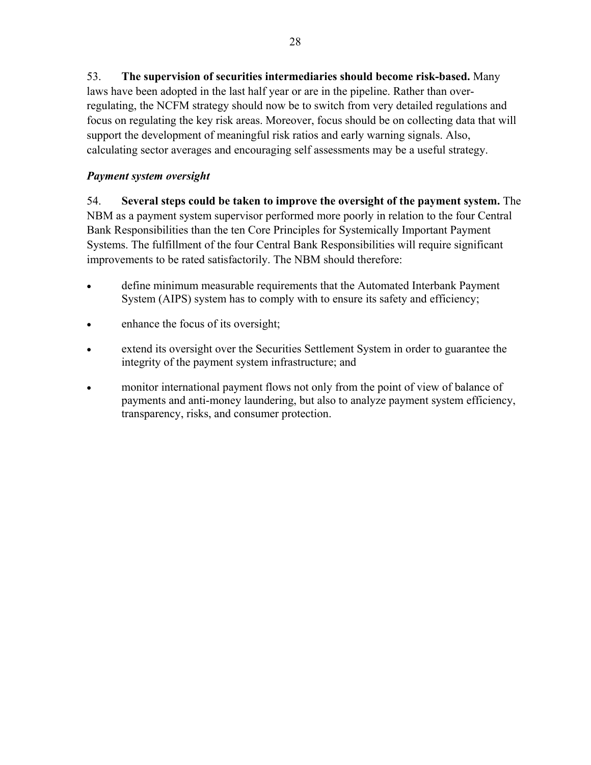53. **The supervision of securities intermediaries should become risk-based.** Many laws have been adopted in the last half year or are in the pipeline. Rather than over-regulating, the NCFM strategy should now be to switch from very detailed regulations and focus on regulating the key risk areas. Moreover, focus should be on collecting data that will support the development of meaningful risk ratios and early warning signals. Also, calculating sector averages and encouraging self assessments may be a useful strategy.

***Payment system oversight***

54. **Several steps could be taken to improve the oversight of the payment system.** The NBM as a payment system supervisor performed more poorly in relation to the four Central Bank Responsibilities than the ten Core Principles for Systemically Important Payment Systems. The fulfillment of the four Central Bank Responsibilities will require significant improvements to be rated satisfactorily. The NBM should therefore:

- define minimum measurable requirements that the Automated Interbank Payment System (AIPS) system has to comply with to ensure its safety and efficiency;
- enhance the focus of its oversight;
- extend its oversight over the Securities Settlement System in order to guarantee the integrity of the payment system infrastructure; and
- monitor international payment flows not only from the point of view of balance of payments and anti-money laundering, but also to analyze payment system efficiency, transparency, risks, and consumer protection.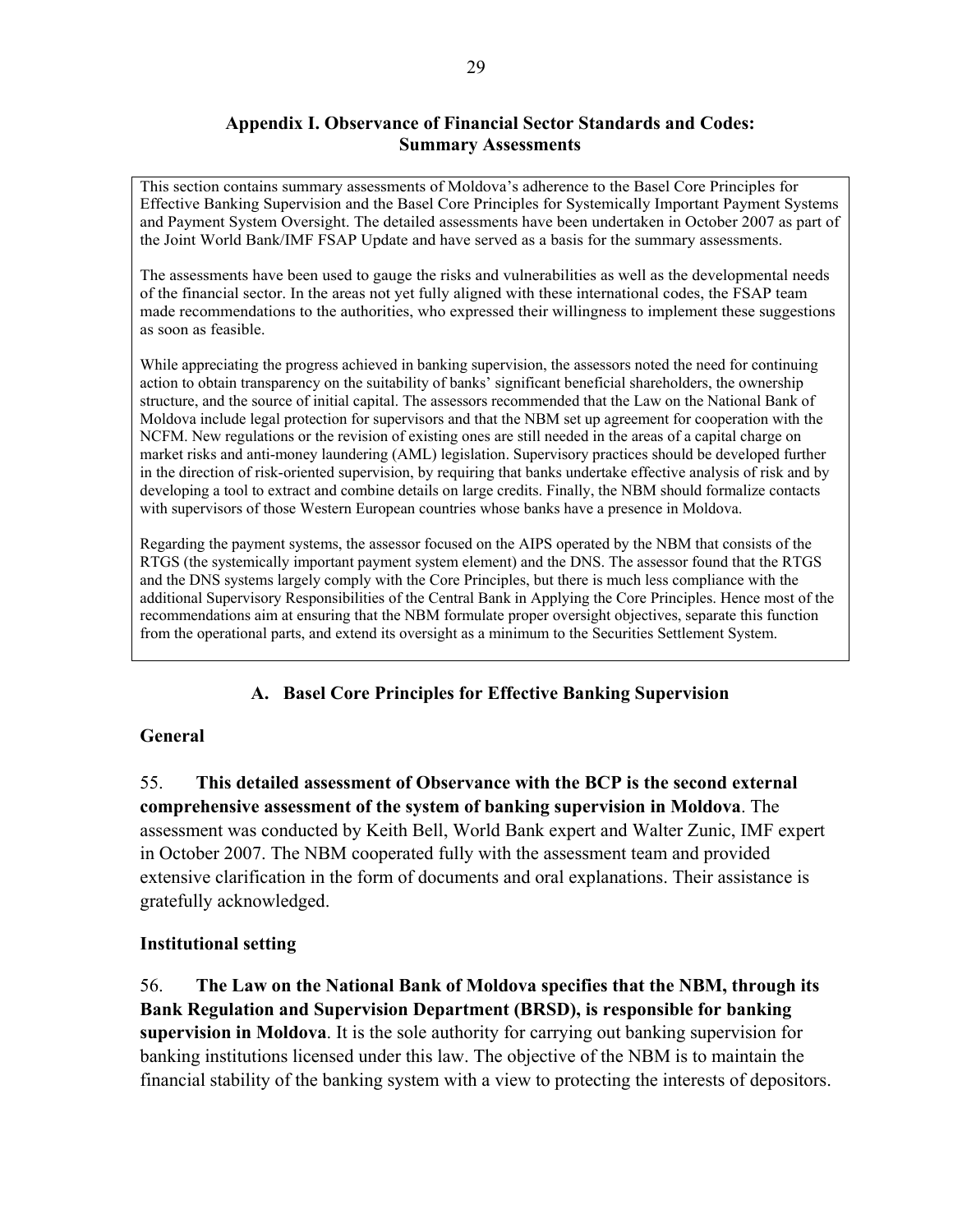## Appendix I. Observance of Financial Sector Standards and Codes: Summary Assessments

This section contains summary assessments of Moldova's adherence to the Basel Core Principles for Effective Banking Supervision and the Basel Core Principles for Systemically Important Payment Systems and Payment System Oversight. The detailed assessments have been undertaken in October 2007 as part of the Joint World Bank/IMF FSAP Update and have served as a basis for the summary assessments.

The assessments have been used to gauge the risks and vulnerabilities as well as the developmental needs of the financial sector. In the areas not yet fully aligned with these international codes, the FSAP team made recommendations to the authorities, who expressed their willingness to implement these suggestions as soon as feasible.

While appreciating the progress achieved in banking supervision, the assessors noted the need for continuing action to obtain transparency on the suitability of banks' significant beneficial shareholders, the ownership structure, and the source of initial capital. The assessors recommended that the Law on the National Bank of Moldova include legal protection for supervisors and that the NBM set up agreement for cooperation with the NCFM. New regulations or the revision of existing ones are still needed in the areas of a capital charge on market risks and anti-money laundering (AML) legislation. Supervisory practices should be developed further in the direction of risk-oriented supervision, by requiring that banks undertake effective analysis of risk and by developing a tool to extract and combine details on large credits. Finally, the NBM should formalize contacts with supervisors of those Western European countries whose banks have a presence in Moldova.

Regarding the payment systems, the assessor focused on the AIPS operated by the NBM that consists of the RTGS (the systemically important payment system element) and the DNS. The assessor found that the RTGS and the DNS systems largely comply with the Core Principles, but there is much less compliance with the additional Supervisory Responsibilities of the Central Bank in Applying the Core Principles. Hence most of the recommendations aim at ensuring that the NBM formulate proper oversight objectives, separate this function from the operational parts, and extend its oversight as a minimum to the Securities Settlement System.

### A. Basel Core Principles for Effective Banking Supervision

#### General

55. **This detailed assessment of Observance with the BCP is the second external comprehensive assessment of the system of banking supervision in Moldova**. The assessment was conducted by Keith Bell, World Bank expert and Walter Zunic, IMF expert in October 2007. The NBM cooperated fully with the assessment team and provided extensive clarification in the form of documents and oral explanations. Their assistance is gratefully acknowledged.

#### Institutional setting

56. **The Law on the National Bank of Moldova specifies that the NBM, through its Bank Regulation and Supervision Department (BRSD), is responsible for banking supervision in Moldova**. It is the sole authority for carrying out banking supervision for banking institutions licensed under this law. The objective of the NBM is to maintain the financial stability of the banking system with a view to protecting the interests of depositors.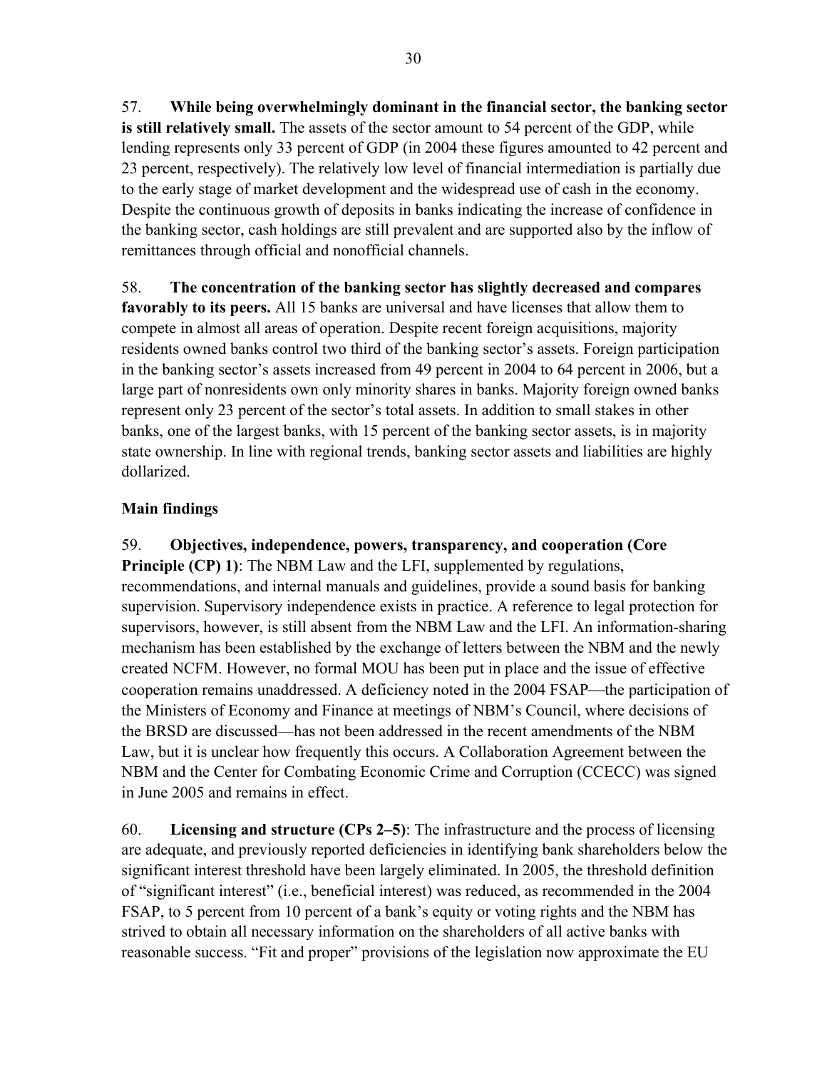57. **While being overwhelmingly dominant in the financial sector, the banking sector is still relatively small.** The assets of the sector amount to 54 percent of the GDP, while lending represents only 33 percent of GDP (in 2004 these figures amounted to 42 percent and 23 percent, respectively). The relatively low level of financial intermediation is partially due to the early stage of market development and the widespread use of cash in the economy. Despite the continuous growth of deposits in banks indicating the increase of confidence in the banking sector, cash holdings are still prevalent and are supported also by the inflow of remittances through official and nonofficial channels.

58. **The concentration of the banking sector has slightly decreased and compares favorably to its peers.** All 15 banks are universal and have licenses that allow them to compete in almost all areas of operation. Despite recent foreign acquisitions, majority residents owned banks control two third of the banking sector's assets. Foreign participation in the banking sector's assets increased from 49 percent in 2004 to 64 percent in 2006, but a large part of nonresidents own only minority shares in banks. Majority foreign owned banks represent only 23 percent of the sector's total assets. In addition to small stakes in other banks, one of the largest banks, with 15 percent of the banking sector assets, is in majority state ownership. In line with regional trends, banking sector assets and liabilities are highly dollarized.

**Main findings**

59. **Objectives, independence, powers, transparency, and cooperation (Core Principle (CP) 1)**: The NBM Law and the LFI, supplemented by regulations, recommendations, and internal manuals and guidelines, provide a sound basis for banking supervision. Supervisory independence exists in practice. A reference to legal protection for supervisors, however, is still absent from the NBM Law and the LFI. An information-sharing mechanism has been established by the exchange of letters between the NBM and the newly created NCFM. However, no formal MOU has been put in place and the issue of effective cooperation remains unaddressed. A deficiency noted in the 2004 FSAP—the participation of the Ministers of Economy and Finance at meetings of NBM's Council, where decisions of the BRSD are discussed—has not been addressed in the recent amendments of the NBM Law, but it is unclear how frequently this occurs. A Collaboration Agreement between the NBM and the Center for Combating Economic Crime and Corruption (CCECC) was signed in June 2005 and remains in effect.

60. **Licensing and structure (CPs 2–5)**: The infrastructure and the process of licensing are adequate, and previously reported deficiencies in identifying bank shareholders below the significant interest threshold have been largely eliminated. In 2005, the threshold definition of "significant interest" (i.e., beneficial interest) was reduced, as recommended in the 2004 FSAP, to 5 percent from 10 percent of a bank's equity or voting rights and the NBM has strived to obtain all necessary information on the shareholders of all active banks with reasonable success. "Fit and proper" provisions of the legislation now approximate the EU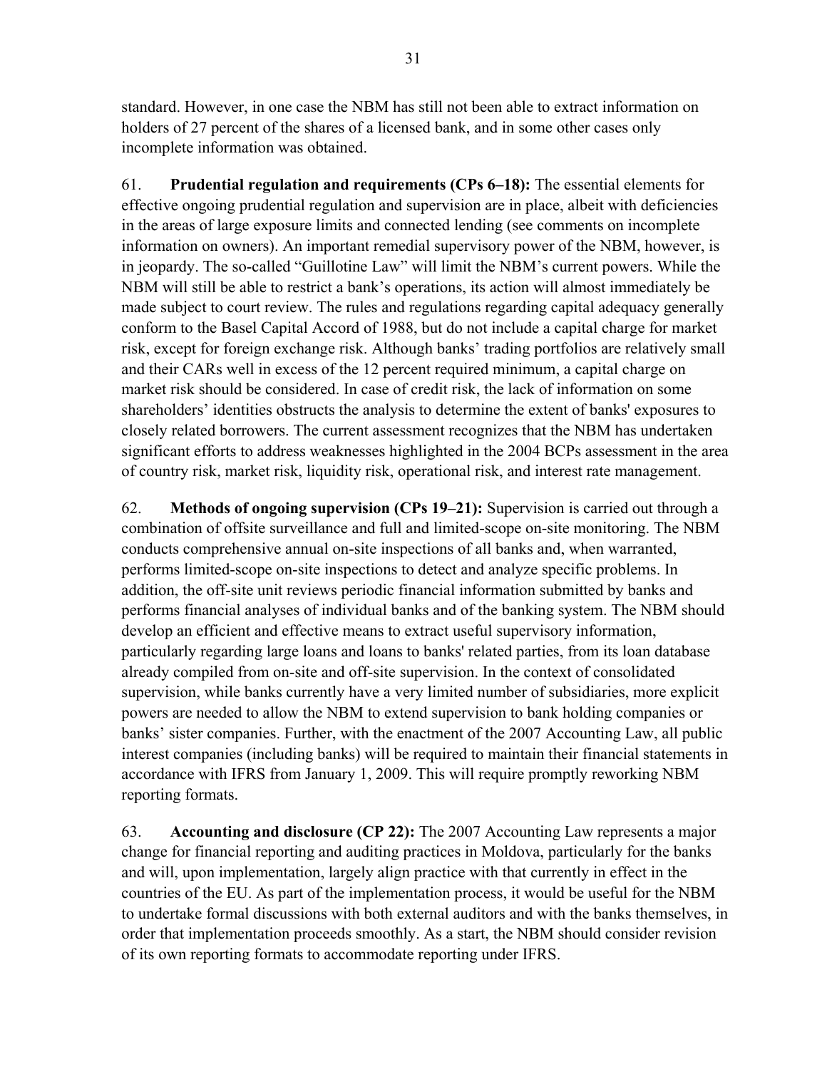standard. However, in one case the NBM has still not been able to extract information on holders of 27 percent of the shares of a licensed bank, and in some other cases only incomplete information was obtained.

61. **Prudential regulation and requirements (CPs 6–18):** The essential elements for effective ongoing prudential regulation and supervision are in place, albeit with deficiencies in the areas of large exposure limits and connected lending (see comments on incomplete information on owners). An important remedial supervisory power of the NBM, however, is in jeopardy. The so-called "Guillotine Law" will limit the NBM's current powers. While the NBM will still be able to restrict a bank's operations, its action will almost immediately be made subject to court review. The rules and regulations regarding capital adequacy generally conform to the Basel Capital Accord of 1988, but do not include a capital charge for market risk, except for foreign exchange risk. Although banks' trading portfolios are relatively small and their CARs well in excess of the 12 percent required minimum, a capital charge on market risk should be considered. In case of credit risk, the lack of information on some shareholders' identities obstructs the analysis to determine the extent of banks' exposures to closely related borrowers. The current assessment recognizes that the NBM has undertaken significant efforts to address weaknesses highlighted in the 2004 BCPs assessment in the area of country risk, market risk, liquidity risk, operational risk, and interest rate management.

62. **Methods of ongoing supervision (CPs 19–21):** Supervision is carried out through a combination of offsite surveillance and full and limited-scope on-site monitoring. The NBM conducts comprehensive annual on-site inspections of all banks and, when warranted, performs limited-scope on-site inspections to detect and analyze specific problems. In addition, the off-site unit reviews periodic financial information submitted by banks and performs financial analyses of individual banks and of the banking system. The NBM should develop an efficient and effective means to extract useful supervisory information, particularly regarding large loans and loans to banks' related parties, from its loan database already compiled from on-site and off-site supervision. In the context of consolidated supervision, while banks currently have a very limited number of subsidiaries, more explicit powers are needed to allow the NBM to extend supervision to bank holding companies or banks' sister companies. Further, with the enactment of the 2007 Accounting Law, all public interest companies (including banks) will be required to maintain their financial statements in accordance with IFRS from January 1, 2009. This will require promptly reworking NBM reporting formats.

63. **Accounting and disclosure (CP 22):** The 2007 Accounting Law represents a major change for financial reporting and auditing practices in Moldova, particularly for the banks and will, upon implementation, largely align practice with that currently in effect in the countries of the EU. As part of the implementation process, it would be useful for the NBM to undertake formal discussions with both external auditors and with the banks themselves, in order that implementation proceeds smoothly. As a start, the NBM should consider revision of its own reporting formats to accommodate reporting under IFRS.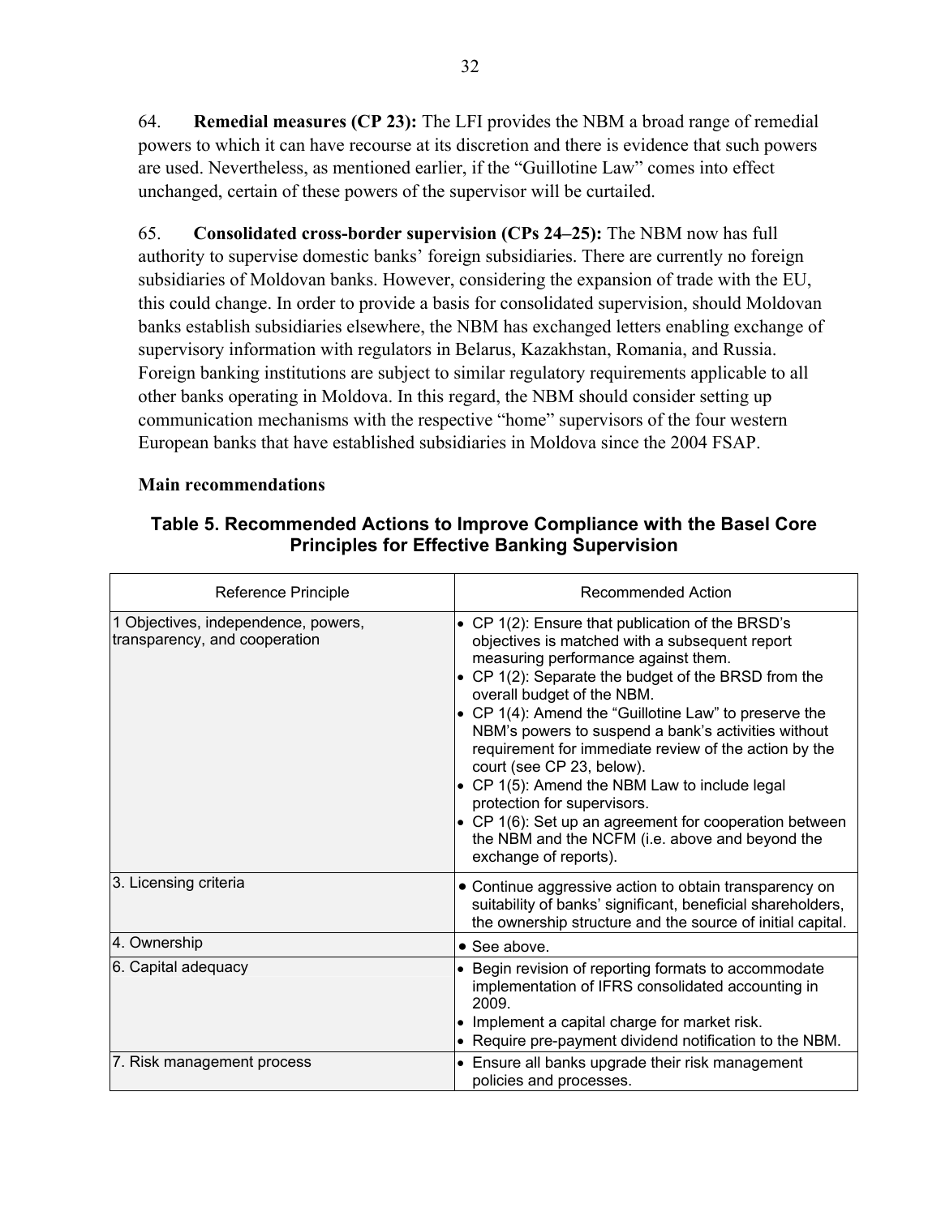64. **Remedial measures (CP 23):** The LFI provides the NBM a broad range of remedial powers to which it can have recourse at its discretion and there is evidence that such powers are used. Nevertheless, as mentioned earlier, if the "Guillotine Law" comes into effect unchanged, certain of these powers of the supervisor will be curtailed.

65. **Consolidated cross-border supervision (CPs 24–25):** The NBM now has full authority to supervise domestic banks' foreign subsidiaries. There are currently no foreign subsidiaries of Moldovan banks. However, considering the expansion of trade with the EU, this could change. In order to provide a basis for consolidated supervision, should Moldovan banks establish subsidiaries elsewhere, the NBM has exchanged letters enabling exchange of supervisory information with regulators in Belarus, Kazakhstan, Romania, and Russia. Foreign banking institutions are subject to similar regulatory requirements applicable to all other banks operating in Moldova. In this regard, the NBM should consider setting up communication mechanisms with the respective "home" supervisors of the four western European banks that have established subsidiaries in Moldova since the 2004 FSAP.

**Main recommendations**

## Table 5. Recommended Actions to Improve Compliance with the Basel Core Principles for Effective Banking Supervision

| Reference Principle | Recommended Action |
|---|---|
| 1 Objectives, independence, powers, transparency, and cooperation | • CP 1(2): Ensure that publication of the BRSD's objectives is matched with a subsequent report measuring performance against them.<br>• CP 1(2): Separate the budget of the BRSD from the overall budget of the NBM.<br>• CP 1(4): Amend the "Guillotine Law" to preserve the NBM's powers to suspend a bank's activities without requirement for immediate review of the action by the court (see CP 23, below).<br>• CP 1(5): Amend the NBM Law to include legal protection for supervisors.<br>• CP 1(6): Set up an agreement for cooperation between the NBM and the NCFM (i.e. above and beyond the exchange of reports). |
| 3. Licensing criteria | • Continue aggressive action to obtain transparency on suitability of banks' significant, beneficial shareholders, the ownership structure and the source of initial capital. |
| 4. Ownership | • See above. |
| 6. Capital adequacy | • Begin revision of reporting formats to accommodate implementation of IFRS consolidated accounting in 2009.<br>• Implement a capital charge for market risk.<br>• Require pre-payment dividend notification to the NBM. |
| 7. Risk management process | • Ensure all banks upgrade their risk management policies and processes. |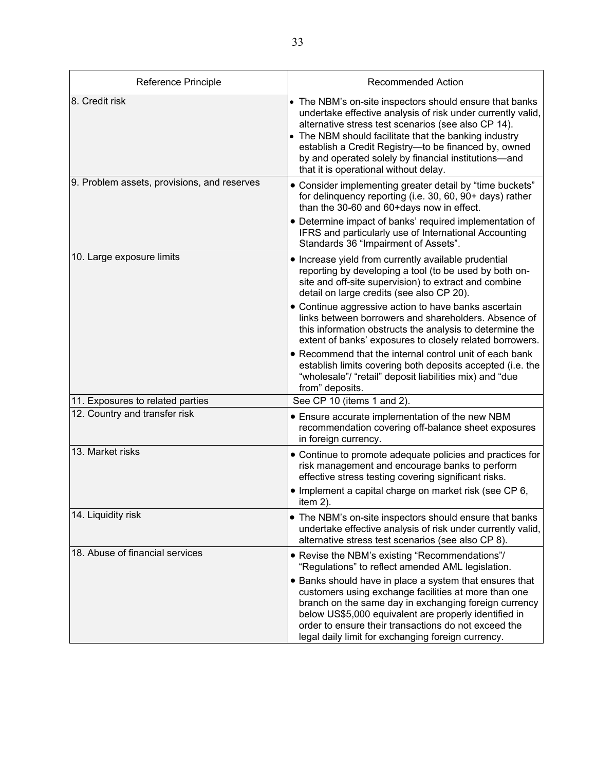| Reference Principle | Recommended Action |
|---|---|
| 8. Credit risk | • The NBM's on-site inspectors should ensure that banks undertake effective analysis of risk under currently valid, alternative stress test scenarios (see also CP 14).<br>• The NBM should facilitate that the banking industry establish a Credit Registry—to be financed by, owned by and operated solely by financial institutions—and that it is operational without delay. |
| 9. Problem assets, provisions, and reserves | • Consider implementing greater detail by "time buckets" for delinquency reporting (i.e. 30, 60, 90+ days) rather than the 30-60 and 60+days now in effect.<br>• Determine impact of banks' required implementation of IFRS and particularly use of International Accounting Standards 36 "Impairment of Assets". |
| 10. Large exposure limits | • Increase yield from currently available prudential reporting by developing a tool (to be used by both on-site and off-site supervision) to extract and combine detail on large credits (see also CP 20).<br>• Continue aggressive action to have banks ascertain links between borrowers and shareholders. Absence of this information obstructs the analysis to determine the extent of banks' exposures to closely related borrowers.<br>• Recommend that the internal control unit of each bank establish limits covering both deposits accepted (i.e. the "wholesale"/ "retail" deposit liabilities mix) and "due from" deposits. |
| 11. Exposures to related parties | See CP 10 (items 1 and 2). |
| 12. Country and transfer risk | • Ensure accurate implementation of the new NBM recommendation covering off-balance sheet exposures in foreign currency. |
| 13. Market risks | • Continue to promote adequate policies and practices for risk management and encourage banks to perform effective stress testing covering significant risks.<br>• Implement a capital charge on market risk (see CP 6, item 2). |
| 14. Liquidity risk | • The NBM's on-site inspectors should ensure that banks undertake effective analysis of risk under currently valid, alternative stress test scenarios (see also CP 8). |
| 18. Abuse of financial services | • Revise the NBM's existing "Recommendations"/ "Regulations" to reflect amended AML legislation.<br>• Banks should have in place a system that ensures that customers using exchange facilities at more than one branch on the same day in exchanging foreign currency below US$5,000 equivalent are properly identified in order to ensure their transactions do not exceed the legal daily limit for exchanging foreign currency. |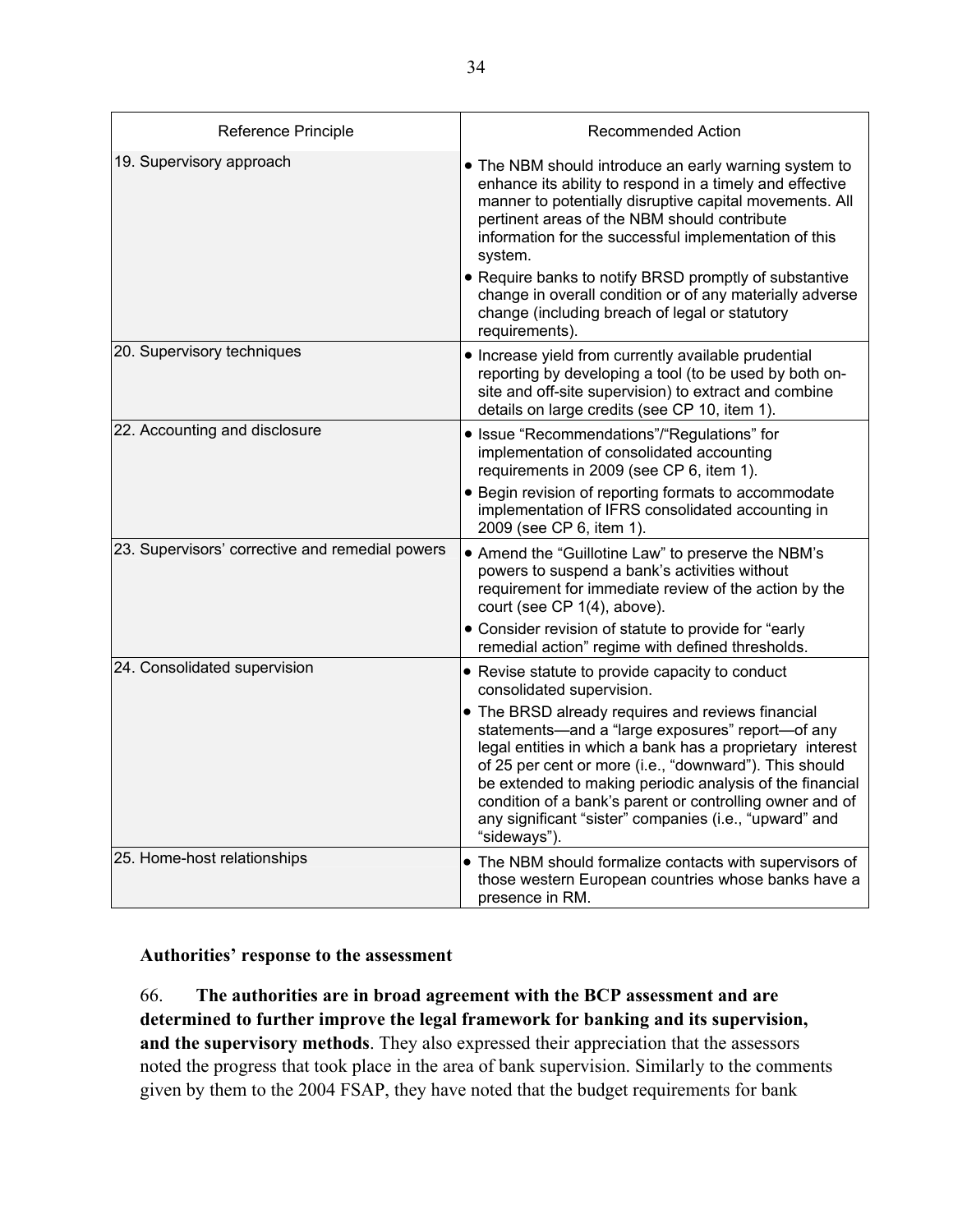| Reference Principle | Recommended Action |
|---|---|
| 19. Supervisory approach | • The NBM should introduce an early warning system to enhance its ability to respond in a timely and effective manner to potentially disruptive capital movements. All pertinent areas of the NBM should contribute information for the successful implementation of this system.<br>• Require banks to notify BRSD promptly of substantive change in overall condition or of any materially adverse change (including breach of legal or statutory requirements). |
| 20. Supervisory techniques | • Increase yield from currently available prudential reporting by developing a tool (to be used by both on-site and off-site supervision) to extract and combine details on large credits (see CP 10, item 1). |
| 22. Accounting and disclosure | • Issue "Recommendations"/"Regulations" for implementation of consolidated accounting requirements in 2009 (see CP 6, item 1).<br>• Begin revision of reporting formats to accommodate implementation of IFRS consolidated accounting in 2009 (see CP 6, item 1). |
| 23. Supervisors' corrective and remedial powers | • Amend the "Guillotine Law" to preserve the NBM's powers to suspend a bank's activities without requirement for immediate review of the action by the court (see CP 1(4), above).<br>• Consider revision of statute to provide for "early remedial action" regime with defined thresholds. |
| 24. Consolidated supervision | • Revise statute to provide capacity to conduct consolidated supervision.<br>• The BRSD already requires and reviews financial statements—and a "large exposures" report—of any legal entities in which a bank has a proprietary interest of 25 per cent or more (i.e., "downward"). This should be extended to making periodic analysis of the financial condition of a bank's parent or controlling owner and of any significant "sister" companies (i.e., "upward" and "sideways"). |
| 25. Home-host relationships | • The NBM should formalize contacts with supervisors of those western European countries whose banks have a presence in RM. |

**Authorities' response to the assessment**

66. **The authorities are in broad agreement with the BCP assessment and are determined to further improve the legal framework for banking and its supervision, and the supervisory methods**. They also expressed their appreciation that the assessors noted the progress that took place in the area of bank supervision. Similarly to the comments given by them to the 2004 FSAP, they have noted that the budget requirements for bank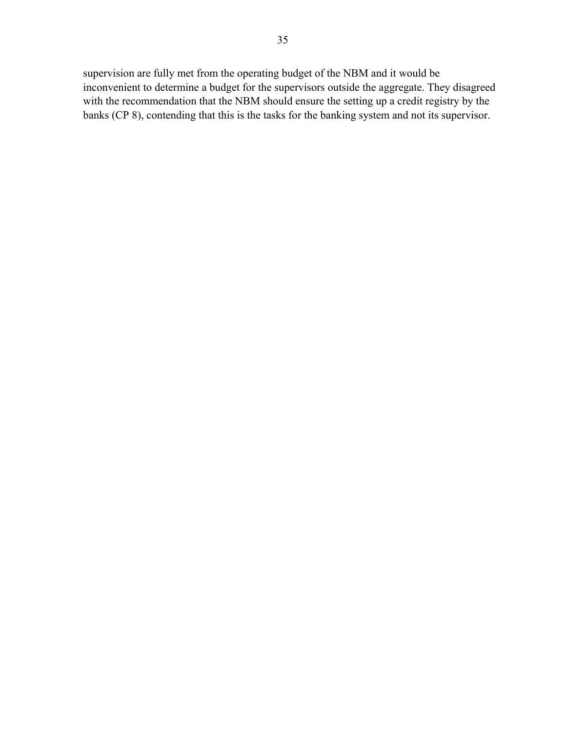supervision are fully met from the operating budget of the NBM and it would be inconvenient to determine a budget for the supervisors outside the aggregate. They disagreed with the recommendation that the NBM should ensure the setting up a credit registry by the banks (CP 8), contending that this is the tasks for the banking system and not its supervisor.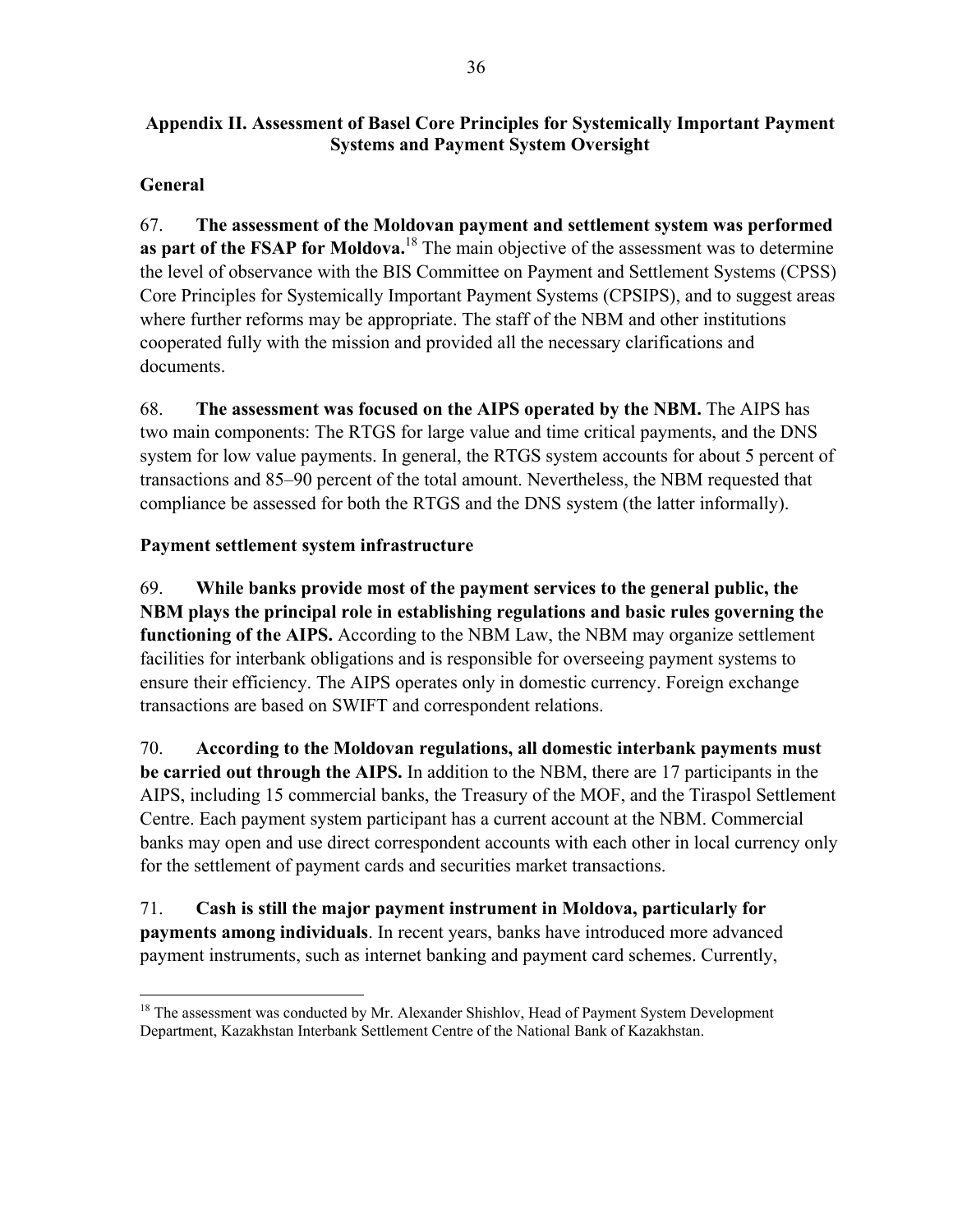## Appendix II. Assessment of Basel Core Principles for Systemically Important Payment Systems and Payment System Oversight

### General

67. **The assessment of the Moldovan payment and settlement system was performed as part of the FSAP for Moldova.**[18] The main objective of the assessment was to determine the level of observance with the BIS Committee on Payment and Settlement Systems (CPSS) Core Principles for Systemically Important Payment Systems (CPSIPS), and to suggest areas where further reforms may be appropriate. The staff of the NBM and other institutions cooperated fully with the mission and provided all the necessary clarifications and documents.

68. **The assessment was focused on the AIPS operated by the NBM.** The AIPS has two main components: The RTGS for large value and time critical payments, and the DNS system for low value payments. In general, the RTGS system accounts for about 5 percent of transactions and 85–90 percent of the total amount. Nevertheless, the NBM requested that compliance be assessed for both the RTGS and the DNS system (the latter informally).

### Payment settlement system infrastructure

69. **While banks provide most of the payment services to the general public, the NBM plays the principal role in establishing regulations and basic rules governing the functioning of the AIPS.** According to the NBM Law, the NBM may organize settlement facilities for interbank obligations and is responsible for overseeing payment systems to ensure their efficiency. The AIPS operates only in domestic currency. Foreign exchange transactions are based on SWIFT and correspondent relations.

70. **According to the Moldovan regulations, all domestic interbank payments must be carried out through the AIPS.** In addition to the NBM, there are 17 participants in the AIPS, including 15 commercial banks, the Treasury of the MOF, and the Tiraspol Settlement Centre. Each payment system participant has a current account at the NBM. Commercial banks may open and use direct correspondent accounts with each other in local currency only for the settlement of payment cards and securities market transactions.

71. **Cash is still the major payment instrument in Moldova, particularly for payments among individuals**. In recent years, banks have introduced more advanced payment instruments, such as internet banking and payment card schemes. Currently,

---

[18] The assessment was conducted by Mr. Alexander Shishlov, Head of Payment System Development Department, Kazakhstan Interbank Settlement Centre of the National Bank of Kazakhstan.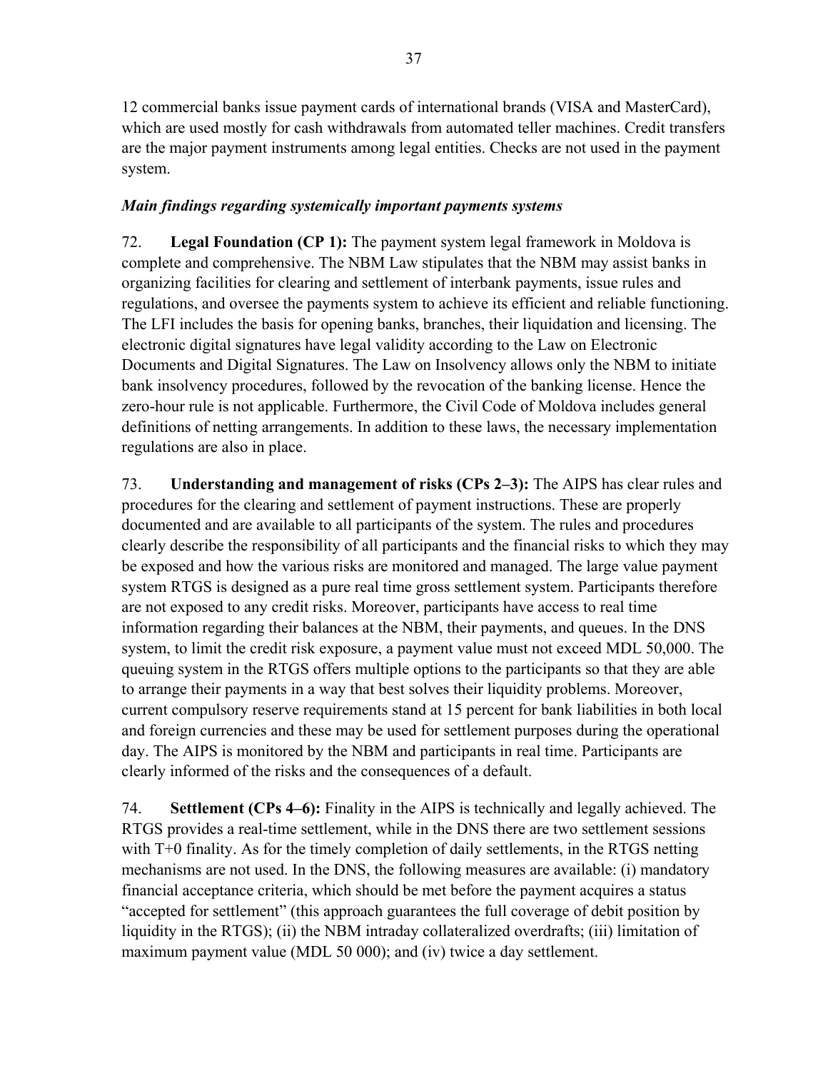12 commercial banks issue payment cards of international brands (VISA and MasterCard), which are used mostly for cash withdrawals from automated teller machines. Credit transfers are the major payment instruments among legal entities. Checks are not used in the payment system.

*Main findings regarding systemically important payments systems*

72. **Legal Foundation (CP 1):** The payment system legal framework in Moldova is complete and comprehensive. The NBM Law stipulates that the NBM may assist banks in organizing facilities for clearing and settlement of interbank payments, issue rules and regulations, and oversee the payments system to achieve its efficient and reliable functioning. The LFI includes the basis for opening banks, branches, their liquidation and licensing. The electronic digital signatures have legal validity according to the Law on Electronic Documents and Digital Signatures. The Law on Insolvency allows only the NBM to initiate bank insolvency procedures, followed by the revocation of the banking license. Hence the zero-hour rule is not applicable. Furthermore, the Civil Code of Moldova includes general definitions of netting arrangements. In addition to these laws, the necessary implementation regulations are also in place.

73. **Understanding and management of risks (CPs 2–3):** The AIPS has clear rules and procedures for the clearing and settlement of payment instructions. These are properly documented and are available to all participants of the system. The rules and procedures clearly describe the responsibility of all participants and the financial risks to which they may be exposed and how the various risks are monitored and managed. The large value payment system RTGS is designed as a pure real time gross settlement system. Participants therefore are not exposed to any credit risks. Moreover, participants have access to real time information regarding their balances at the NBM, their payments, and queues. In the DNS system, to limit the credit risk exposure, a payment value must not exceed MDL 50,000. The queuing system in the RTGS offers multiple options to the participants so that they are able to arrange their payments in a way that best solves their liquidity problems. Moreover, current compulsory reserve requirements stand at 15 percent for bank liabilities in both local and foreign currencies and these may be used for settlement purposes during the operational day. The AIPS is monitored by the NBM and participants in real time. Participants are clearly informed of the risks and the consequences of a default.

74. **Settlement (CPs 4–6):** Finality in the AIPS is technically and legally achieved. The RTGS provides a real-time settlement, while in the DNS there are two settlement sessions with T+0 finality. As for the timely completion of daily settlements, in the RTGS netting mechanisms are not used. In the DNS, the following measures are available: (i) mandatory financial acceptance criteria, which should be met before the payment acquires a status "accepted for settlement" (this approach guarantees the full coverage of debit position by liquidity in the RTGS); (ii) the NBM intraday collateralized overdrafts; (iii) limitation of maximum payment value (MDL 50 000); and (iv) twice a day settlement.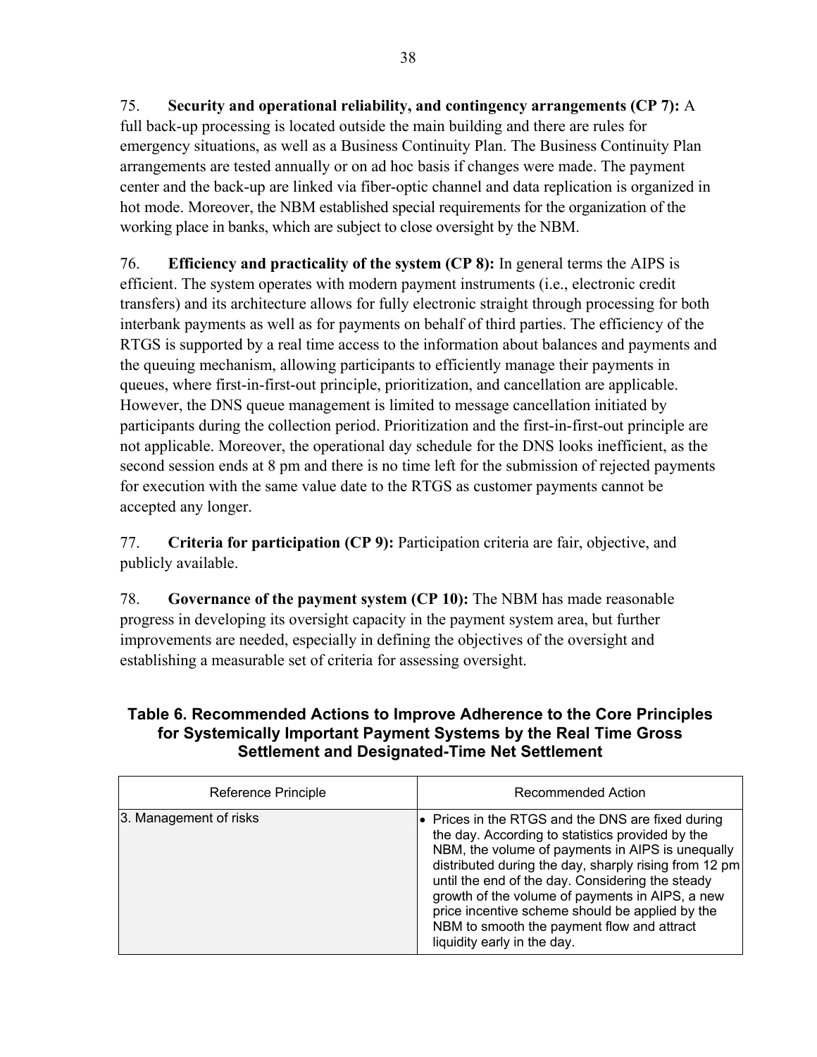75. **Security and operational reliability, and contingency arrangements (CP 7):** A full back-up processing is located outside the main building and there are rules for emergency situations, as well as a Business Continuity Plan. The Business Continuity Plan arrangements are tested annually or on ad hoc basis if changes were made. The payment center and the back-up are linked via fiber-optic channel and data replication is organized in hot mode. Moreover, the NBM established special requirements for the organization of the working place in banks, which are subject to close oversight by the NBM.

76. **Efficiency and practicality of the system (CP 8):** In general terms the AIPS is efficient. The system operates with modern payment instruments (i.e., electronic credit transfers) and its architecture allows for fully electronic straight through processing for both interbank payments as well as for payments on behalf of third parties. The efficiency of the RTGS is supported by a real time access to the information about balances and payments and the queuing mechanism, allowing participants to efficiently manage their payments in queues, where first-in-first-out principle, prioritization, and cancellation are applicable. However, the DNS queue management is limited to message cancellation initiated by participants during the collection period. Prioritization and the first-in-first-out principle are not applicable. Moreover, the operational day schedule for the DNS looks inefficient, as the second session ends at 8 pm and there is no time left for the submission of rejected payments for execution with the same value date to the RTGS as customer payments cannot be accepted any longer.

77. **Criteria for participation (CP 9):** Participation criteria are fair, objective, and publicly available.

78. **Governance of the payment system (CP 10):** The NBM has made reasonable progress in developing its oversight capacity in the payment system area, but further improvements are needed, especially in defining the objectives of the oversight and establishing a measurable set of criteria for assessing oversight.

**Table 6. Recommended Actions to Improve Adherence to the Core Principles for Systemically Important Payment Systems by the Real Time Gross Settlement and Designated-Time Net Settlement**

| Reference Principle | Recommended Action |
|---|---|
| 3. Management of risks | • Prices in the RTGS and the DNS are fixed during the day. According to statistics provided by the NBM, the volume of payments in AIPS is unequally distributed during the day, sharply rising from 12 pm until the end of the day. Considering the steady growth of the volume of payments in AIPS, a new price incentive scheme should be applied by the NBM to smooth the payment flow and attract liquidity early in the day. |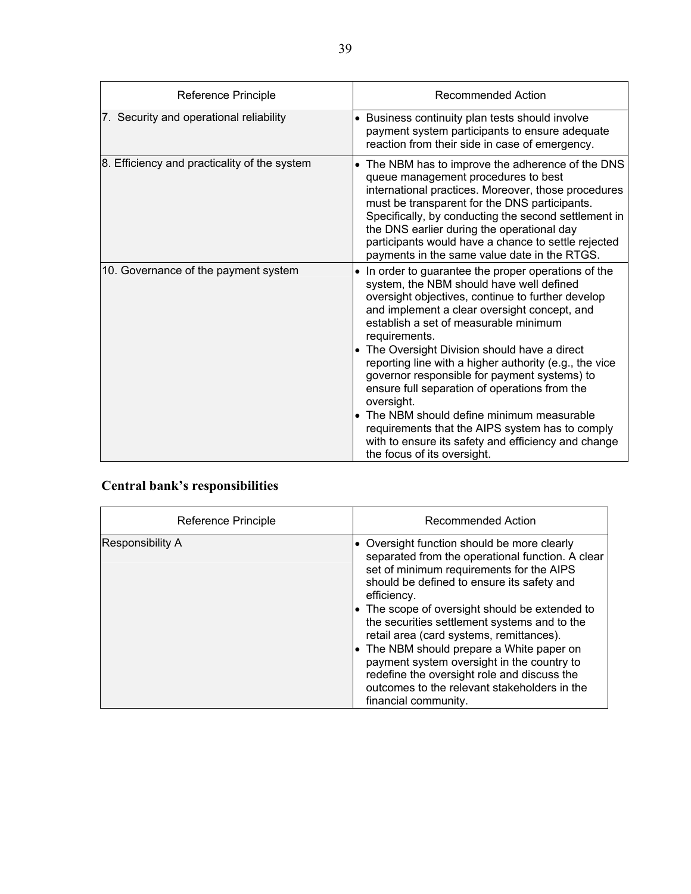| Reference Principle | Recommended Action |
|---|---|
| 7. Security and operational reliability | • Business continuity plan tests should involve payment system participants to ensure adequate reaction from their side in case of emergency. |
| 8. Efficiency and practicality of the system | • The NBM has to improve the adherence of the DNS queue management procedures to best international practices. Moreover, those procedures must be transparent for the DNS participants. Specifically, by conducting the second settlement in the DNS earlier during the operational day participants would have a chance to settle rejected payments in the same value date in the RTGS. |
| 10. Governance of the payment system | • In order to guarantee the proper operations of the system, the NBM should have well defined oversight objectives, continue to further develop and implement a clear oversight concept, and establish a set of measurable minimum requirements.<br>• The Oversight Division should have a direct reporting line with a higher authority (e.g., the vice governor responsible for payment systems) to ensure full separation of operations from the oversight.<br>• The NBM should define minimum measurable requirements that the AIPS system has to comply with to ensure its safety and efficiency and change the focus of its oversight. |

## Central bank's responsibilities

| Reference Principle | Recommended Action |
|---|---|
| Responsibility A | • Oversight function should be more clearly separated from the operational function. A clear set of minimum requirements for the AIPS should be defined to ensure its safety and efficiency.<br>• The scope of oversight should be extended to the securities settlement systems and to the retail area (card systems, remittances).<br>• The NBM should prepare a White paper on payment system oversight in the country to redefine the oversight role and discuss the outcomes to the relevant stakeholders in the financial community. |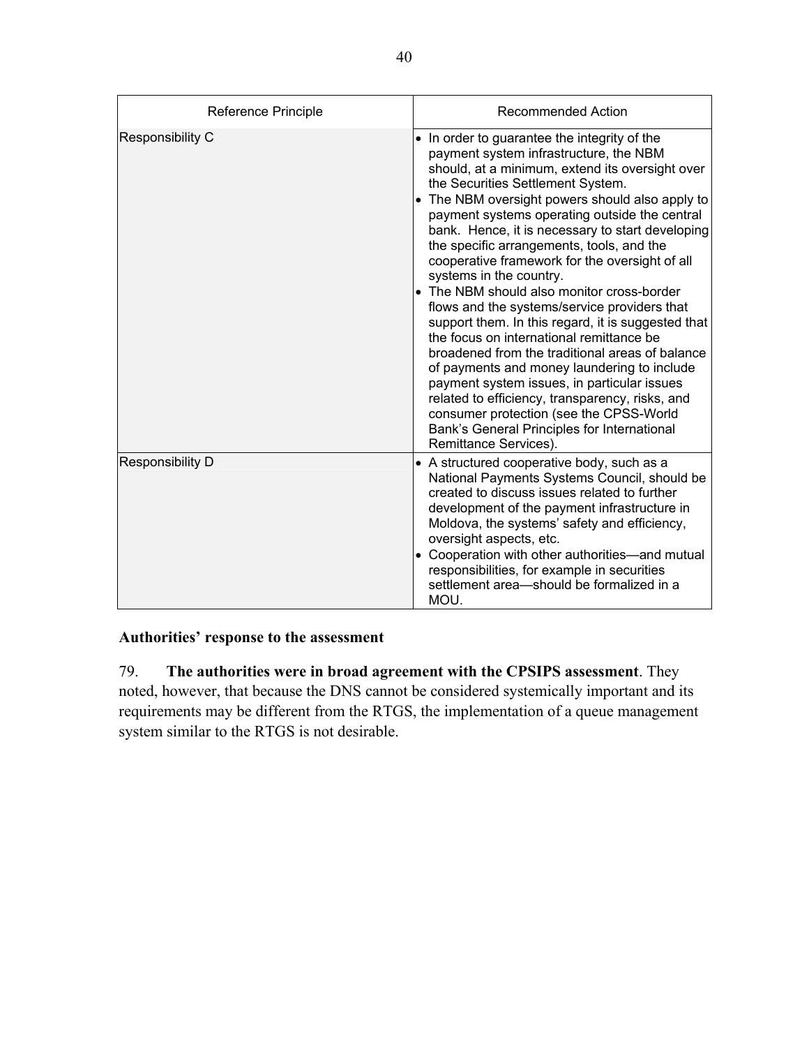| Reference Principle | Recommended Action |
|---|---|
| Responsibility C | • In order to guarantee the integrity of the payment system infrastructure, the NBM should, at a minimum, extend its oversight over the Securities Settlement System. <br>• The NBM oversight powers should also apply to payment systems operating outside the central bank. Hence, it is necessary to start developing the specific arrangements, tools, and the cooperative framework for the oversight of all systems in the country. <br>• The NBM should also monitor cross-border flows and the systems/service providers that support them. In this regard, it is suggested that the focus on international remittance be broadened from the traditional areas of balance of payments and money laundering to include payment system issues, in particular issues related to efficiency, transparency, risks, and consumer protection (see the CPSS-World Bank's General Principles for International Remittance Services). |
| Responsibility D | • A structured cooperative body, such as a National Payments Systems Council, should be created to discuss issues related to further development of the payment infrastructure in Moldova, the systems' safety and efficiency, oversight aspects, etc. <br>• Cooperation with other authorities—and mutual responsibilities, for example in securities settlement area—should be formalized in a MOU. |

**Authorities' response to the assessment**

79. **The authorities were in broad agreement with the CPSIPS assessment**. They noted, however, that because the DNS cannot be considered systemically important and its requirements may be different from the RTGS, the implementation of a queue management system similar to the RTGS is not desirable.